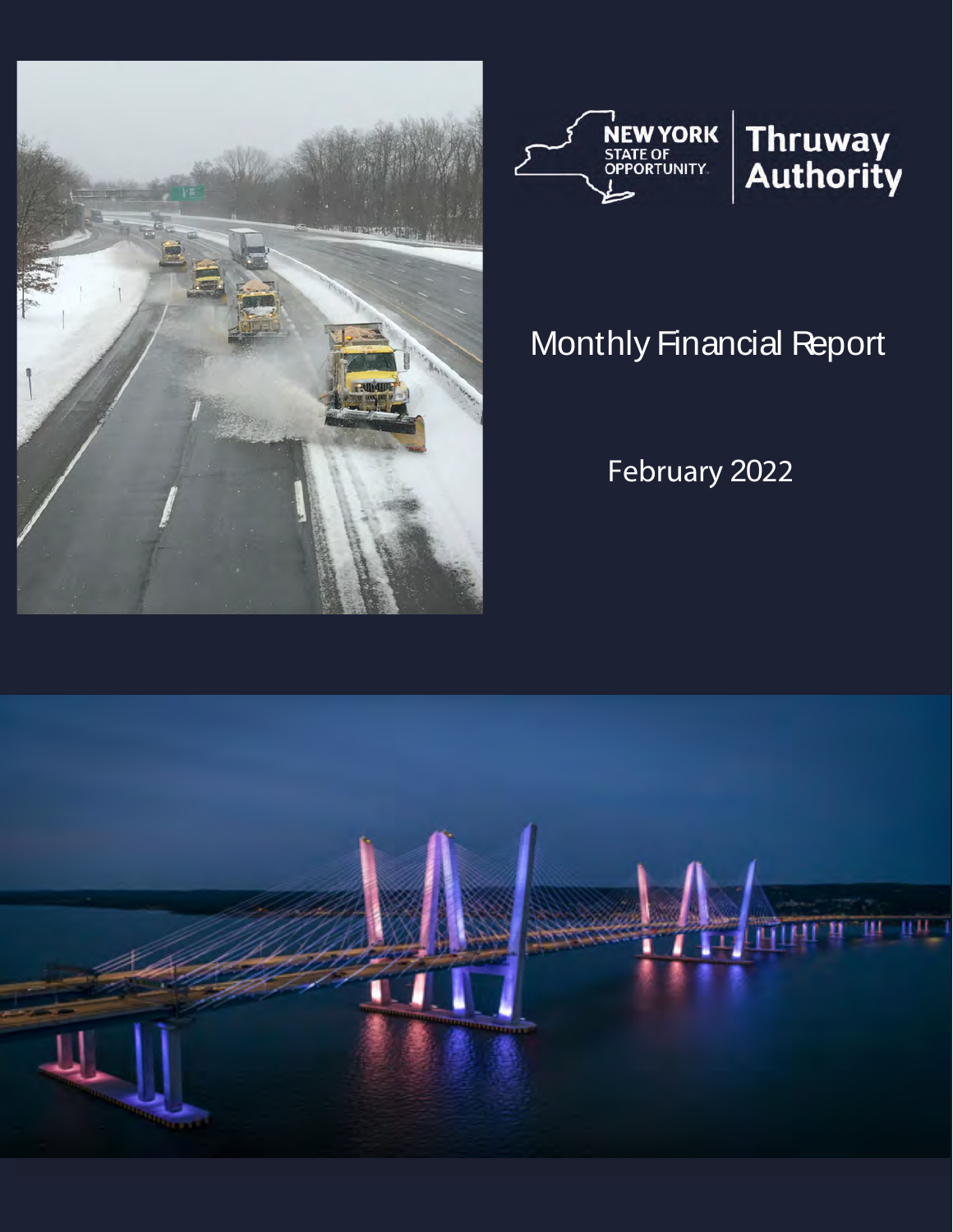NEW YORK STATE OF OPPORTUNITY. | Thruway Authority

# Monthly Financial Report

February 2022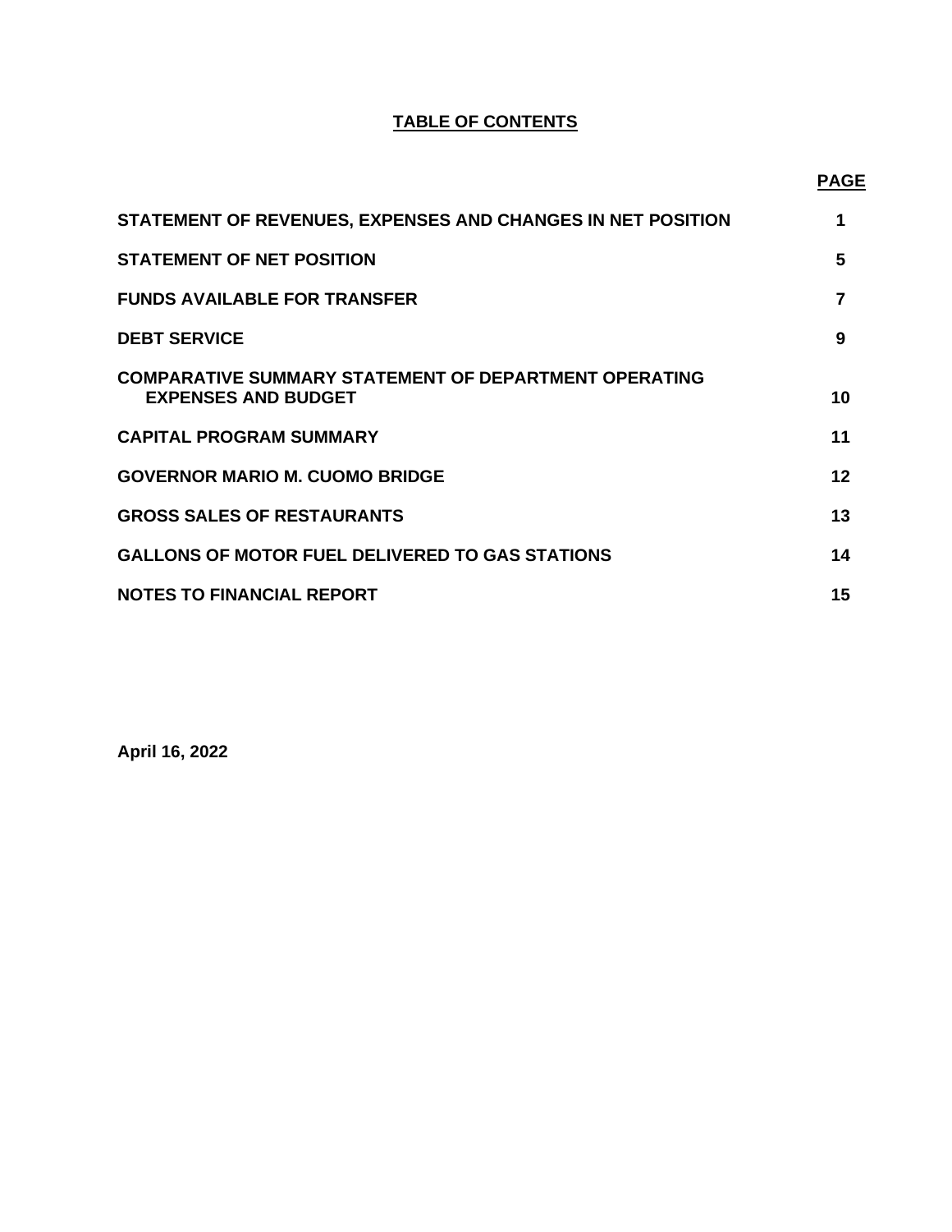# TABLE OF CONTENTS

| | PAGE |
|---|---|
| **STATEMENT OF REVENUES, EXPENSES AND CHANGES IN NET POSITION** | 1 |
| **STATEMENT OF NET POSITION** | 5 |
| **FUNDS AVAILABLE FOR TRANSFER** | 7 |
| **DEBT SERVICE** | 9 |
| **COMPARATIVE SUMMARY STATEMENT OF DEPARTMENT OPERATING EXPENSES AND BUDGET** | 10 |
| **CAPITAL PROGRAM SUMMARY** | 11 |
| **GOVERNOR MARIO M. CUOMO BRIDGE** | 12 |
| **GROSS SALES OF RESTAURANTS** | 13 |
| **GALLONS OF MOTOR FUEL DELIVERED TO GAS STATIONS** | 14 |
| **NOTES TO FINANCIAL REPORT** | 15 |

**April 16, 2022**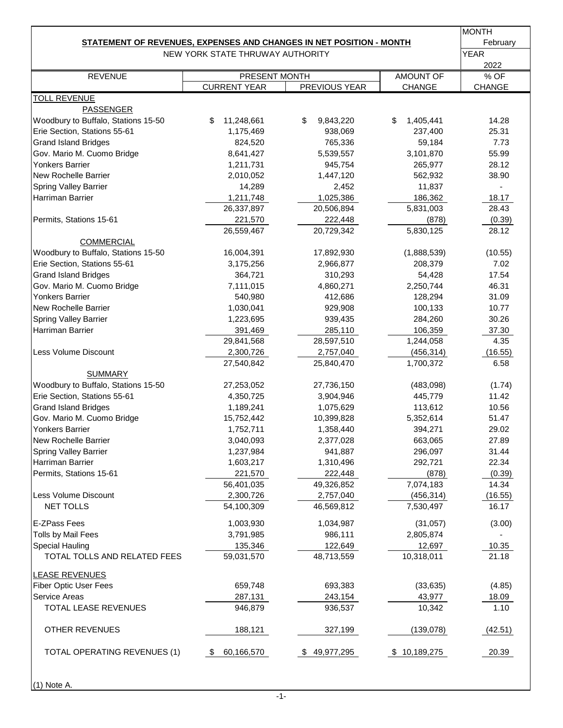## STATEMENT OF REVENUES, EXPENSES AND CHANGES IN NET POSITION - MONTH

NEW YORK STATE THRUWAY AUTHORITY

MONTH: February
YEAR: 2022

| REVENUE | PRESENT MONTH | | AMOUNT OF | % OF |
|---|---|---|---|---|
| | CURRENT YEAR | PREVIOUS YEAR | CHANGE | CHANGE |
| **TOLL REVENUE** | | | | |
| PASSENGER | | | | |
| Woodbury to Buffalo, Stations 15-50 | $ 11,248,661 | $ 9,843,220 | $ 1,405,441 | 14.28 |
| Erie Section, Stations 55-61 | 1,175,469 | 938,069 | 237,400 | 25.31 |
| Grand Island Bridges | 824,520 | 765,336 | 59,184 | 7.73 |
| Gov. Mario M. Cuomo Bridge | 8,641,427 | 5,539,557 | 3,101,870 | 55.99 |
| Yonkers Barrier | 1,211,731 | 945,754 | 265,977 | 28.12 |
| New Rochelle Barrier | 2,010,052 | 1,447,120 | 562,932 | 38.90 |
| Spring Valley Barrier | 14,289 | 2,452 | 11,837 | - |
| Harriman Barrier | 1,211,748 | 1,025,386 | 186,362 | 18.17 |
| | 26,337,897 | 20,506,894 | 5,831,003 | 28.43 |
| Permits, Stations 15-61 | 221,570 | 222,448 | (878) | (0.39) |
| | 26,559,467 | 20,729,342 | 5,830,125 | 28.12 |
| COMMERCIAL | | | | |
| Woodbury to Buffalo, Stations 15-50 | 16,004,391 | 17,892,930 | (1,888,539) | (10.55) |
| Erie Section, Stations 55-61 | 3,175,256 | 2,966,877 | 208,379 | 7.02 |
| Grand Island Bridges | 364,721 | 310,293 | 54,428 | 17.54 |
| Gov. Mario M. Cuomo Bridge | 7,111,015 | 4,860,271 | 2,250,744 | 46.31 |
| Yonkers Barrier | 540,980 | 412,686 | 128,294 | 31.09 |
| New Rochelle Barrier | 1,030,041 | 929,908 | 100,133 | 10.77 |
| Spring Valley Barrier | 1,223,695 | 939,435 | 284,260 | 30.26 |
| Harriman Barrier | 391,469 | 285,110 | 106,359 | 37.30 |
| | 29,841,568 | 28,597,510 | 1,244,058 | 4.35 |
| Less Volume Discount | 2,300,726 | 2,757,040 | (456,314) | (16.55) |
| | 27,540,842 | 25,840,470 | 1,700,372 | 6.58 |
| SUMMARY | | | | |
| Woodbury to Buffalo, Stations 15-50 | 27,253,052 | 27,736,150 | (483,098) | (1.74) |
| Erie Section, Stations 55-61 | 4,350,725 | 3,904,946 | 445,779 | 11.42 |
| Grand Island Bridges | 1,189,241 | 1,075,629 | 113,612 | 10.56 |
| Gov. Mario M. Cuomo Bridge | 15,752,442 | 10,399,828 | 5,352,614 | 51.47 |
| Yonkers Barrier | 1,752,711 | 1,358,440 | 394,271 | 29.02 |
| New Rochelle Barrier | 3,040,093 | 2,377,028 | 663,065 | 27.89 |
| Spring Valley Barrier | 1,237,984 | 941,887 | 296,097 | 31.44 |
| Harriman Barrier | 1,603,217 | 1,310,496 | 292,721 | 22.34 |
| Permits, Stations 15-61 | 221,570 | 222,448 | (878) | (0.39) |
| | 56,401,035 | 49,326,852 | 7,074,183 | 14.34 |
| Less Volume Discount | 2,300,726 | 2,757,040 | (456,314) | (16.55) |
| NET TOLLS | 54,100,309 | 46,569,812 | 7,530,497 | 16.17 |
| E-ZPass Fees | 1,003,930 | 1,034,987 | (31,057) | (3.00) |
| Tolls by Mail Fees | 3,791,985 | 986,111 | 2,805,874 | - |
| Special Hauling | 135,346 | 122,649 | 12,697 | 10.35 |
| TOTAL TOLLS AND RELATED FEES | 59,031,570 | 48,713,559 | 10,318,011 | 21.18 |
| **LEASE REVENUES** | | | | |
| Fiber Optic User Fees | 659,748 | 693,383 | (33,635) | (4.85) |
| Service Areas | 287,131 | 243,154 | 43,977 | 18.09 |
| TOTAL LEASE REVENUES | 946,879 | 936,537 | 10,342 | 1.10 |
| OTHER REVENUES | 188,121 | 327,199 | (139,078) | (42.51) |
| TOTAL OPERATING REVENUES (1) | $ 60,166,570 | $ 49,977,295 | $ 10,189,275 | 20.39 |

(1) Note A.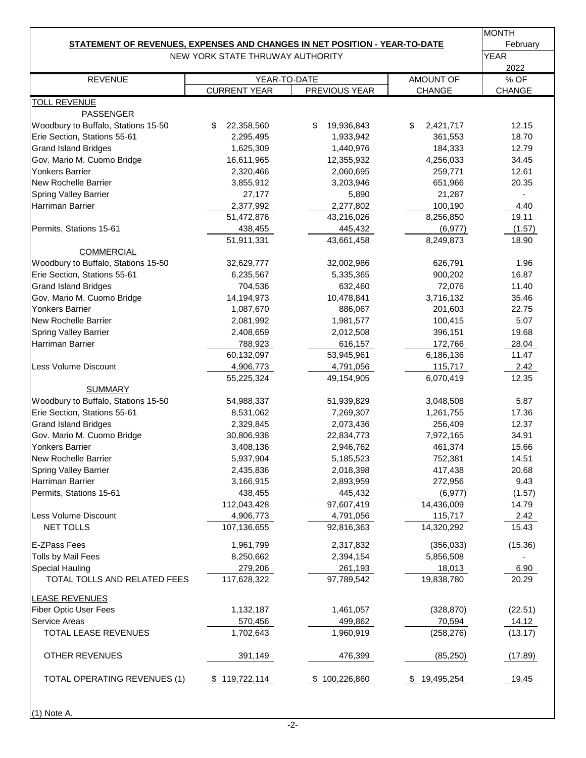## STATEMENT OF REVENUES, EXPENSES AND CHANGES IN NET POSITION - YEAR-TO-DATE

NEW YORK STATE THRUWAY AUTHORITY

MONTH: February
YEAR: 2022

| REVENUE | YEAR-TO-DATE CURRENT YEAR | YEAR-TO-DATE PREVIOUS YEAR | AMOUNT OF CHANGE | % OF CHANGE |
|---|---|---|---|---|
| **TOLL REVENUE** | | | | |
| PASSENGER | | | | |
| Woodbury to Buffalo, Stations 15-50 | $ 22,358,560 | $ 19,936,843 | $ 2,421,717 | 12.15 |
| Erie Section, Stations 55-61 | 2,295,495 | 1,933,942 | 361,553 | 18.70 |
| Grand Island Bridges | 1,625,309 | 1,440,976 | 184,333 | 12.79 |
| Gov. Mario M. Cuomo Bridge | 16,611,965 | 12,355,932 | 4,256,033 | 34.45 |
| Yonkers Barrier | 2,320,466 | 2,060,695 | 259,771 | 12.61 |
| New Rochelle Barrier | 3,855,912 | 3,203,946 | 651,966 | 20.35 |
| Spring Valley Barrier | 27,177 | 5,890 | 21,287 | - |
| Harriman Barrier | 2,377,992 | 2,277,802 | 100,190 | 4.40 |
| | 51,472,876 | 43,216,026 | 8,256,850 | 19.11 |
| Permits, Stations 15-61 | 438,455 | 445,432 | (6,977) | (1.57) |
| | 51,911,331 | 43,661,458 | 8,249,873 | 18.90 |
| COMMERCIAL | | | | |
| Woodbury to Buffalo, Stations 15-50 | 32,629,777 | 32,002,986 | 626,791 | 1.96 |
| Erie Section, Stations 55-61 | 6,235,567 | 5,335,365 | 900,202 | 16.87 |
| Grand Island Bridges | 704,536 | 632,460 | 72,076 | 11.40 |
| Gov. Mario M. Cuomo Bridge | 14,194,973 | 10,478,841 | 3,716,132 | 35.46 |
| Yonkers Barrier | 1,087,670 | 886,067 | 201,603 | 22.75 |
| New Rochelle Barrier | 2,081,992 | 1,981,577 | 100,415 | 5.07 |
| Spring Valley Barrier | 2,408,659 | 2,012,508 | 396,151 | 19.68 |
| Harriman Barrier | 788,923 | 616,157 | 172,766 | 28.04 |
| | 60,132,097 | 53,945,961 | 6,186,136 | 11.47 |
| Less Volume Discount | 4,906,773 | 4,791,056 | 115,717 | 2.42 |
| | 55,225,324 | 49,154,905 | 6,070,419 | 12.35 |
| SUMMARY | | | | |
| Woodbury to Buffalo, Stations 15-50 | 54,988,337 | 51,939,829 | 3,048,508 | 5.87 |
| Erie Section, Stations 55-61 | 8,531,062 | 7,269,307 | 1,261,755 | 17.36 |
| Grand Island Bridges | 2,329,845 | 2,073,436 | 256,409 | 12.37 |
| Gov. Mario M. Cuomo Bridge | 30,806,938 | 22,834,773 | 7,972,165 | 34.91 |
| Yonkers Barrier | 3,408,136 | 2,946,762 | 461,374 | 15.66 |
| New Rochelle Barrier | 5,937,904 | 5,185,523 | 752,381 | 14.51 |
| Spring Valley Barrier | 2,435,836 | 2,018,398 | 417,438 | 20.68 |
| Harriman Barrier | 3,166,915 | 2,893,959 | 272,956 | 9.43 |
| Permits, Stations 15-61 | 438,455 | 445,432 | (6,977) | (1.57) |
| | 112,043,428 | 97,607,419 | 14,436,009 | 14.79 |
| Less Volume Discount | 4,906,773 | 4,791,056 | 115,717 | 2.42 |
| NET TOLLS | 107,136,655 | 92,816,363 | 14,320,292 | 15.43 |
| E-ZPass Fees | 1,961,799 | 2,317,832 | (356,033) | (15.36) |
| Tolls by Mail Fees | 8,250,662 | 2,394,154 | 5,856,508 | - |
| Special Hauling | 279,206 | 261,193 | 18,013 | 6.90 |
| TOTAL TOLLS AND RELATED FEES | 117,628,322 | 97,789,542 | 19,838,780 | 20.29 |
| **LEASE REVENUES** | | | | |
| Fiber Optic User Fees | 1,132,187 | 1,461,057 | (328,870) | (22.51) |
| Service Areas | 570,456 | 499,862 | 70,594 | 14.12 |
| TOTAL LEASE REVENUES | 1,702,643 | 1,960,919 | (258,276) | (13.17) |
| OTHER REVENUES | 391,149 | 476,399 | (85,250) | (17.89) |
| TOTAL OPERATING REVENUES (1) | $ 119,722,114 | $ 100,226,860 | $ 19,495,254 | 19.45 |

(1) Note A.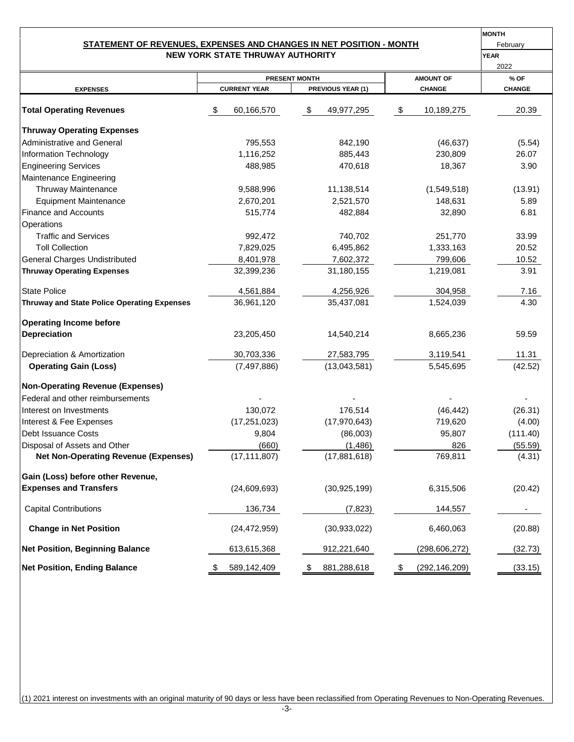## STATEMENT OF REVENUES, EXPENSES AND CHANGES IN NET POSITION - MONTH
### NEW YORK STATE THRUWAY AUTHORITY

**MONTH:** February
**YEAR:** 2022

| EXPENSES | PRESENT MONTH CURRENT YEAR | PRESENT MONTH PREVIOUS YEAR (1) | AMOUNT OF CHANGE | % OF CHANGE |
|---|---|---|---|---|
| **Total Operating Revenues** | $ 60,166,570 | $ 49,977,295 | $ 10,189,275 | 20.39 |
| **Thruway Operating Expenses** | | | | |
| Administrative and General | 795,553 | 842,190 | (46,637) | (5.54) |
| Information Technology | 1,116,252 | 885,443 | 230,809 | 26.07 |
| Engineering Services | 488,985 | 470,618 | 18,367 | 3.90 |
| Maintenance Engineering | | | | |
| Thruway Maintenance | 9,588,996 | 11,138,514 | (1,549,518) | (13.91) |
| Equipment Maintenance | 2,670,201 | 2,521,570 | 148,631 | 5.89 |
| Finance and Accounts | 515,774 | 482,884 | 32,890 | 6.81 |
| Operations | | | | |
| Traffic and Services | 992,472 | 740,702 | 251,770 | 33.99 |
| Toll Collection | 7,829,025 | 6,495,862 | 1,333,163 | 20.52 |
| General Charges Undistributed | 8,401,978 | 7,602,372 | 799,606 | 10.52 |
| **Thruway Operating Expenses** | 32,399,236 | 31,180,155 | 1,219,081 | 3.91 |
| State Police | 4,561,884 | 4,256,926 | 304,958 | 7.16 |
| **Thruway and State Police Operating Expenses** | 36,961,120 | 35,437,081 | 1,524,039 | 4.30 |
| **Operating Income before Depreciation** | 23,205,450 | 14,540,214 | 8,665,236 | 59.59 |
| Depreciation & Amortization | 30,703,336 | 27,583,795 | 3,119,541 | 11.31 |
| **Operating Gain (Loss)** | (7,497,886) | (13,043,581) | 5,545,695 | (42.52) |
| **Non-Operating Revenue (Expenses)** | | | | |
| Federal and other reimbursements | - | - | - | - |
| Interest on Investments | 130,072 | 176,514 | (46,442) | (26.31) |
| Interest & Fee Expenses | (17,251,023) | (17,970,643) | 719,620 | (4.00) |
| Debt Issuance Costs | 9,804 | (86,003) | 95,807 | (111.40) |
| Disposal of Assets and Other | (660) | (1,486) | 826 | (55.59) |
| **Net Non-Operating Revenue (Expenses)** | (17,111,807) | (17,881,618) | 769,811 | (4.31) |
| **Gain (Loss) before other Revenue, Expenses and Transfers** | (24,609,693) | (30,925,199) | 6,315,506 | (20.42) |
| Capital Contributions | 136,734 | (7,823) | 144,557 | - |
| **Change in Net Position** | (24,472,959) | (30,933,022) | 6,460,063 | (20.88) |
| **Net Position, Beginning Balance** | 613,615,368 | 912,221,640 | (298,606,272) | (32.73) |
| **Net Position, Ending Balance** | $ 589,142,409 | $ 881,288,618 | $ (292,146,209) | (33.15) |

(1) 2021 interest on investments with an original maturity of 90 days or less have been reclassified from Operating Revenues to Non-Operating Revenues.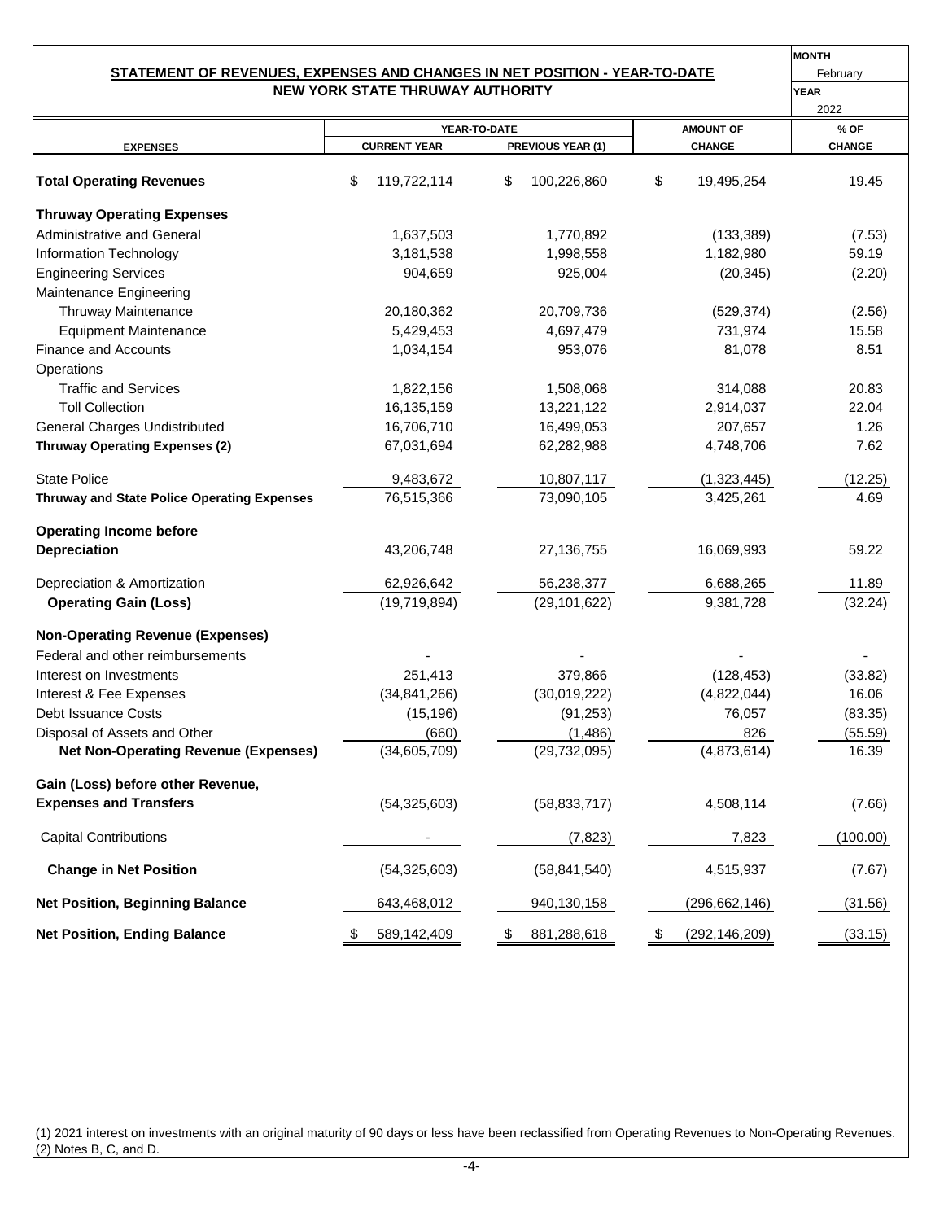## STATEMENT OF REVENUES, EXPENSES AND CHANGES IN NET POSITION - YEAR-TO-DATE

### NEW YORK STATE THRUWAY AUTHORITY

**MONTH** February
**YEAR** 2022

| EXPENSES | YEAR-TO-DATE CURRENT YEAR | PREVIOUS YEAR (1) | AMOUNT OF CHANGE | % OF CHANGE |
|---|---|---|---|---|
| **Total Operating Revenues** | $ 119,722,114 | $ 100,226,860 | $ 19,495,254 | 19.45 |
| **Thruway Operating Expenses** | | | | |
| Administrative and General | 1,637,503 | 1,770,892 | (133,389) | (7.53) |
| Information Technology | 3,181,538 | 1,998,558 | 1,182,980 | 59.19 |
| Engineering Services | 904,659 | 925,004 | (20,345) | (2.20) |
| Maintenance Engineering | | | | |
| Thruway Maintenance | 20,180,362 | 20,709,736 | (529,374) | (2.56) |
| Equipment Maintenance | 5,429,453 | 4,697,479 | 731,974 | 15.58 |
| Finance and Accounts | 1,034,154 | 953,076 | 81,078 | 8.51 |
| Operations | | | | |
| Traffic and Services | 1,822,156 | 1,508,068 | 314,088 | 20.83 |
| Toll Collection | 16,135,159 | 13,221,122 | 2,914,037 | 22.04 |
| General Charges Undistributed | 16,706,710 | 16,499,053 | 207,657 | 1.26 |
| **Thruway Operating Expenses (2)** | 67,031,694 | 62,282,988 | 4,748,706 | 7.62 |
| State Police | 9,483,672 | 10,807,117 | (1,323,445) | (12.25) |
| **Thruway and State Police Operating Expenses** | 76,515,366 | 73,090,105 | 3,425,261 | 4.69 |
| **Operating Income before Depreciation** | 43,206,748 | 27,136,755 | 16,069,993 | 59.22 |
| Depreciation & Amortization | 62,926,642 | 56,238,377 | 6,688,265 | 11.89 |
| **Operating Gain (Loss)** | (19,719,894) | (29,101,622) | 9,381,728 | (32.24) |
| **Non-Operating Revenue (Expenses)** | | | | |
| Federal and other reimbursements | - | - | - | - |
| Interest on Investments | 251,413 | 379,866 | (128,453) | (33.82) |
| Interest & Fee Expenses | (34,841,266) | (30,019,222) | (4,822,044) | 16.06 |
| Debt Issuance Costs | (15,196) | (91,253) | 76,057 | (83.35) |
| Disposal of Assets and Other | (660) | (1,486) | 826 | (55.59) |
| **Net Non-Operating Revenue (Expenses)** | (34,605,709) | (29,732,095) | (4,873,614) | 16.39 |
| **Gain (Loss) before other Revenue, Expenses and Transfers** | (54,325,603) | (58,833,717) | 4,508,114 | (7.66) |
| Capital Contributions | - | (7,823) | 7,823 | (100.00) |
| **Change in Net Position** | (54,325,603) | (58,841,540) | 4,515,937 | (7.67) |
| **Net Position, Beginning Balance** | 643,468,012 | 940,130,158 | (296,662,146) | (31.56) |
| **Net Position, Ending Balance** | $ 589,142,409 | $ 881,288,618 | $ (292,146,209) | (33.15) |

(1) 2021 interest on investments with an original maturity of 90 days or less have been reclassified from Operating Revenues to Non-Operating Revenues.
(2) Notes B, C, and D.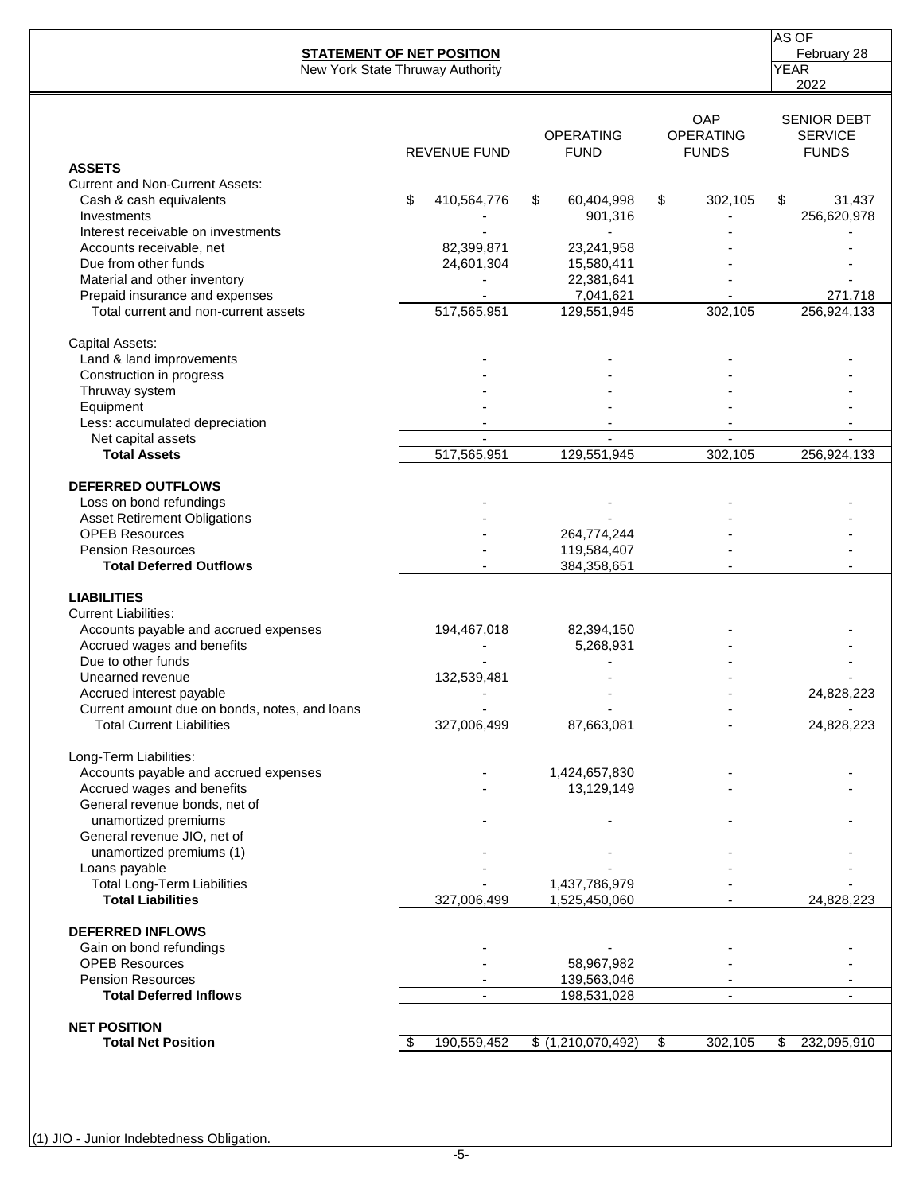**STATEMENT OF NET POSITION**
New York State Thruway Authority

AS OF February 28
YEAR 2022

| | REVENUE FUND | OPERATING FUND | OAP OPERATING FUNDS | SENIOR DEBT SERVICE FUNDS |
|---|---|---|---|---|
| **ASSETS** | | | | |
| Current and Non-Current Assets: | | | | |
| Cash & cash equivalents | $ 410,564,776 | $ 60,404,998 | $ 302,105 | $ 31,437 |
| Investments | - | 901,316 | - | 256,620,978 |
| Interest receivable on investments | - | - | - | - |
| Accounts receivable, net | 82,399,871 | 23,241,958 | - | - |
| Due from other funds | 24,601,304 | 15,580,411 | - | - |
| Material and other inventory | - | 22,381,641 | - | - |
| Prepaid insurance and expenses | - | 7,041,621 | - | 271,718 |
| Total current and non-current assets | 517,565,951 | 129,551,945 | 302,105 | 256,924,133 |
| Capital Assets: | | | | |
| Land & land improvements | - | - | - | - |
| Construction in progress | - | - | - | - |
| Thruway system | - | - | - | - |
| Equipment | - | - | - | - |
| Less: accumulated depreciation | - | - | - | - |
| Net capital assets | - | - | - | - |
| **Total Assets** | 517,565,951 | 129,551,945 | 302,105 | 256,924,133 |
| **DEFERRED OUTFLOWS** | | | | |
| Loss on bond refundings | - | - | - | - |
| Asset Retirement Obligations | - | - | - | - |
| OPEB Resources | - | 264,774,244 | - | - |
| Pension Resources | - | 119,584,407 | - | - |
| **Total Deferred Outflows** | - | 384,358,651 | - | - |
| **LIABILITIES** | | | | |
| Current Liabilities: | | | | |
| Accounts payable and accrued expenses | 194,467,018 | 82,394,150 | - | - |
| Accrued wages and benefits | - | 5,268,931 | - | - |
| Due to other funds | - | - | - | - |
| Unearned revenue | 132,539,481 | - | - | - |
| Accrued interest payable | - | - | - | 24,828,223 |
| Current amount due on bonds, notes, and loans | - | - | - | - |
| Total Current Liabilities | 327,006,499 | 87,663,081 | - | 24,828,223 |
| Long-Term Liabilities: | | | | |
| Accounts payable and accrued expenses | - | 1,424,657,830 | - | - |
| Accrued wages and benefits | - | 13,129,149 | - | - |
| General revenue bonds, net of unamortized premiums | - | - | - | - |
| General revenue JIO, net of unamortized premiums (1) | - | - | - | - |
| Loans payable | - | - | - | - |
| Total Long-Term Liabilities | - | 1,437,786,979 | - | - |
| **Total Liabilities** | 327,006,499 | 1,525,450,060 | - | 24,828,223 |
| **DEFERRED INFLOWS** | | | | |
| Gain on bond refundings | - | - | - | - |
| OPEB Resources | - | 58,967,982 | - | - |
| Pension Resources | - | 139,563,046 | - | - |
| **Total Deferred Inflows** | - | 198,531,028 | - | - |
| **NET POSITION** | | | | |
| **Total Net Position** | $ 190,559,452 | $ (1,210,070,492) | $ 302,105 | $ 232,095,910 |

(1) JIO - Junior Indebtedness Obligation.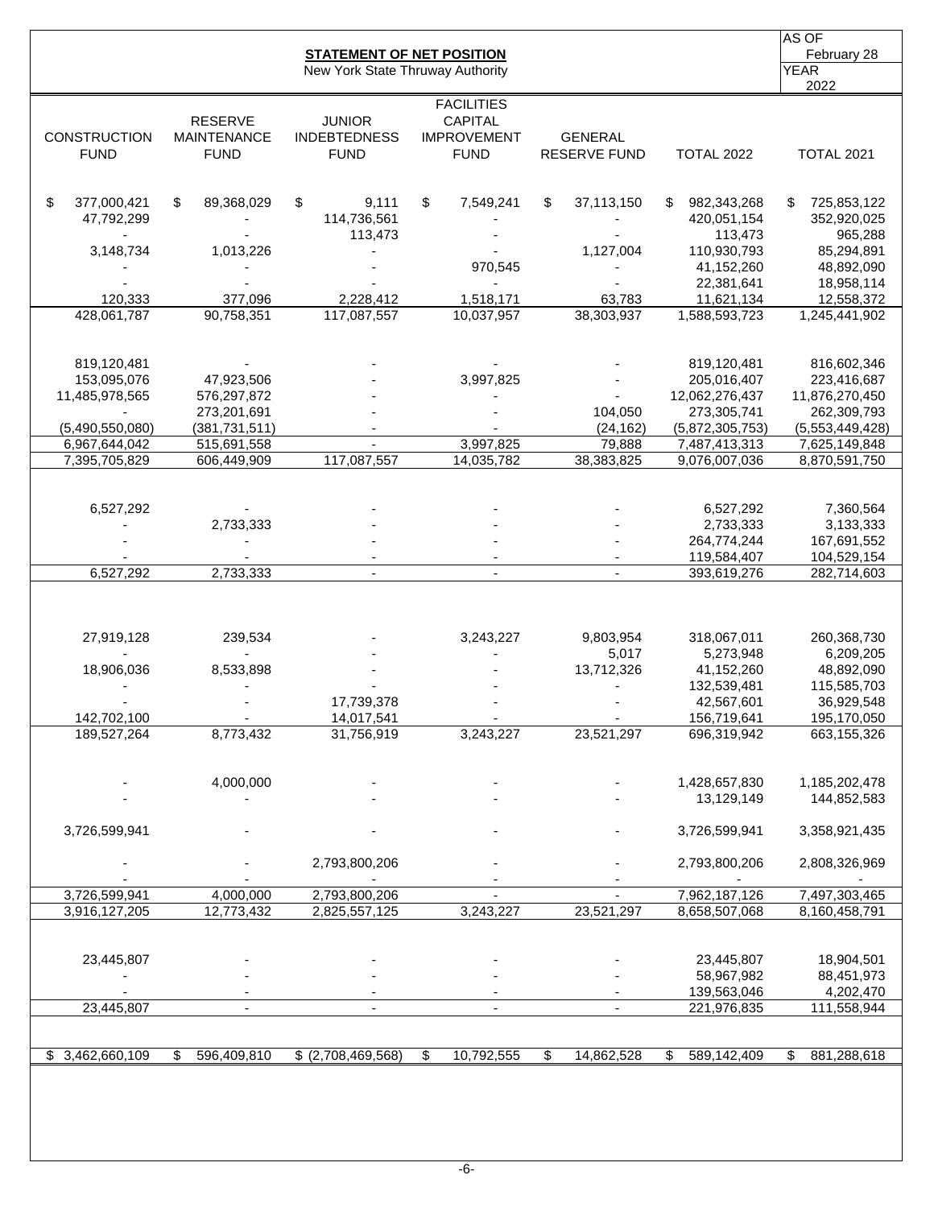## STATEMENT OF NET POSITION

New York State Thruway Authority

AS OF February 28

YEAR 2022

| CONSTRUCTION FUND | RESERVE MAINTENANCE FUND | JUNIOR INDEBTEDNESS FUND | FACILITIES CAPITAL IMPROVEMENT FUND | GENERAL RESERVE FUND | TOTAL 2022 | TOTAL 2021 |
|---|---|---|---|---|---|---|
| $ 377,000,421 | $ 89,368,029 | $ 9,111 | $ 7,549,241 | $ 37,113,150 | $ 982,343,268 | $ 725,853,122 |
| 47,792,299 | - | 114,736,561 | - | - | 420,051,154 | 352,920,025 |
| - | - | 113,473 | - | - | 113,473 | 965,288 |
| 3,148,734 | 1,013,226 | - | - | 1,127,004 | 110,930,793 | 85,294,891 |
| - | - | - | 970,545 | - | 41,152,260 | 48,892,090 |
| - | - | - | - | - | 22,381,641 | 18,958,114 |
| 120,333 | 377,096 | 2,228,412 | 1,518,171 | 63,783 | 11,621,134 | 12,558,372 |
| 428,061,787 | 90,758,351 | 117,087,557 | 10,037,957 | 38,303,937 | 1,588,593,723 | 1,245,441,902 |
| | | | | | | |
| 819,120,481 | - | - | - | - | 819,120,481 | 816,602,346 |
| 153,095,076 | 47,923,506 | - | 3,997,825 | - | 205,016,407 | 223,416,687 |
| 11,485,978,565 | 576,297,872 | - | - | - | 12,062,276,437 | 11,876,270,450 |
| - | 273,201,691 | - | - | 104,050 | 273,305,741 | 262,309,793 |
| (5,490,550,080) | (381,731,511) | - | - | (24,162) | (5,872,305,753) | (5,553,449,428) |
| 6,967,644,042 | 515,691,558 | - | 3,997,825 | 79,888 | 7,487,413,313 | 7,625,149,848 |
| 7,395,705,829 | 606,449,909 | 117,087,557 | 14,035,782 | 38,383,825 | 9,076,007,036 | 8,870,591,750 |
| | | | | | | |
| 6,527,292 | - | - | - | - | 6,527,292 | 7,360,564 |
| - | 2,733,333 | - | - | - | 2,733,333 | 3,133,333 |
| - | - | - | - | - | 264,774,244 | 167,691,552 |
| - | - | - | - | - | 119,584,407 | 104,529,154 |
| 6,527,292 | 2,733,333 | - | - | - | 393,619,276 | 282,714,603 |
| | | | | | | |
| 27,919,128 | 239,534 | - | 3,243,227 | 9,803,954 | 318,067,011 | 260,368,730 |
| - | - | - | - | 5,017 | 5,273,948 | 6,209,205 |
| 18,906,036 | 8,533,898 | - | - | 13,712,326 | 41,152,260 | 48,892,090 |
| - | - | - | - | - | 132,539,481 | 115,585,703 |
| - | - | 17,739,378 | - | - | 42,567,601 | 36,929,548 |
| 142,702,100 | - | 14,017,541 | - | - | 156,719,641 | 195,170,050 |
| 189,527,264 | 8,773,432 | 31,756,919 | 3,243,227 | 23,521,297 | 696,319,942 | 663,155,326 |
| | | | | | | |
| - | 4,000,000 | - | - | - | 1,428,657,830 | 1,185,202,478 |
| - | - | - | - | - | 13,129,149 | 144,852,583 |
| 3,726,599,941 | - | - | - | - | 3,726,599,941 | 3,358,921,435 |
| - | - | 2,793,800,206 | - | - | 2,793,800,206 | 2,808,326,969 |
| - | - | - | - | - | - | - |
| 3,726,599,941 | 4,000,000 | 2,793,800,206 | - | - | 7,962,187,126 | 7,497,303,465 |
| 3,916,127,205 | 12,773,432 | 2,825,557,125 | 3,243,227 | 23,521,297 | 8,658,507,068 | 8,160,458,791 |
| | | | | | | |
| 23,445,807 | - | - | - | - | 23,445,807 | 18,904,501 |
| - | - | - | - | - | 58,967,982 | 88,451,973 |
| - | - | - | - | - | 139,563,046 | 4,202,470 |
| 23,445,807 | - | - | - | - | 221,976,835 | 111,558,944 |
| | | | | | | |
| $ 3,462,660,109 | $ 596,409,810 | $ (2,708,469,568) | $ 10,792,555 | $ 14,862,528 | $ 589,142,409 | $ 881,288,618 |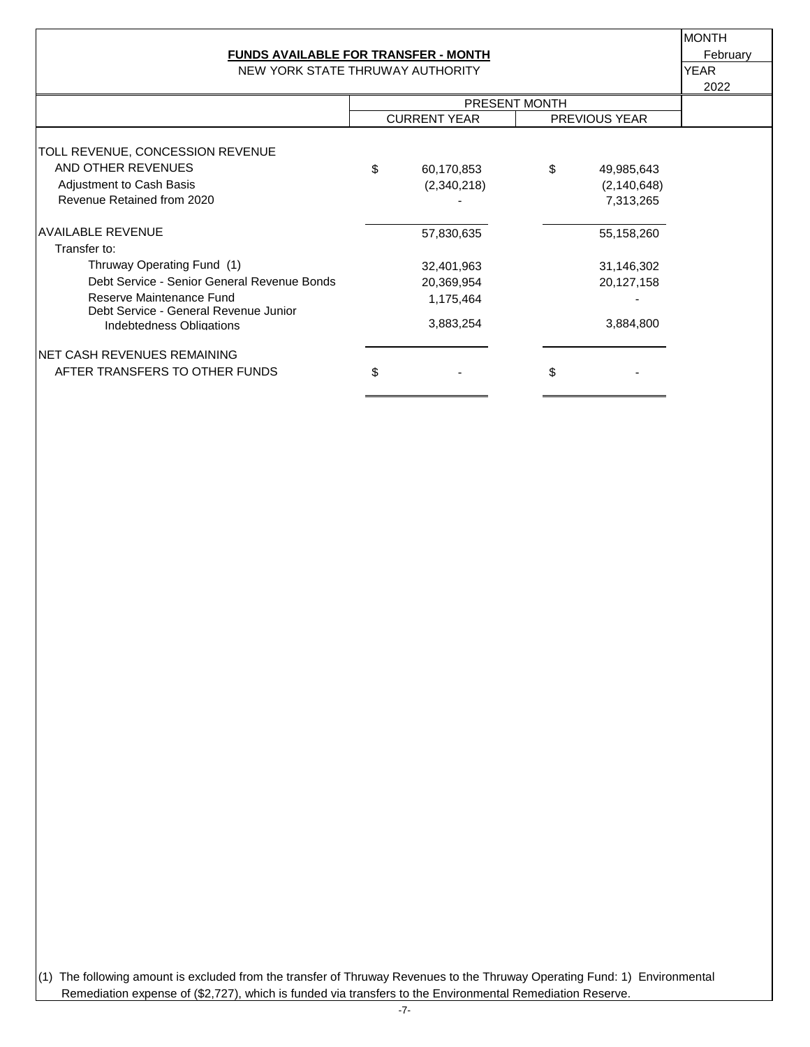**FUNDS AVAILABLE FOR TRANSFER - MONTH**

NEW YORK STATE THRUWAY AUTHORITY

MONTH: February
YEAR: 2022

| | PRESENT MONTH | |
|---|---|---|
| | CURRENT YEAR | PREVIOUS YEAR |
| TOLL REVENUE, CONCESSION REVENUE AND OTHER REVENUES | $ 60,170,853 | $ 49,985,643 |
| Adjustment to Cash Basis | (2,340,218) | (2,140,648) |
| Revenue Retained from 2020 | - | 7,313,265 |
| AVAILABLE REVENUE | 57,830,635 | 55,158,260 |
| Transfer to: | | |
| Thruway Operating Fund (1) | 32,401,963 | 31,146,302 |
| Debt Service - Senior General Revenue Bonds | 20,369,954 | 20,127,158 |
| Reserve Maintenance Fund | 1,175,464 | - |
| Debt Service - General Revenue Junior Indebtedness Obligations | 3,883,254 | 3,884,800 |
| NET CASH REVENUES REMAINING AFTER TRANSFERS TO OTHER FUNDS | $ - | $ - |

(1) The following amount is excluded from the transfer of Thruway Revenues to the Thruway Operating Fund: 1) Environmental Remediation expense of ($2,727), which is funded via transfers to the Environmental Remediation Reserve.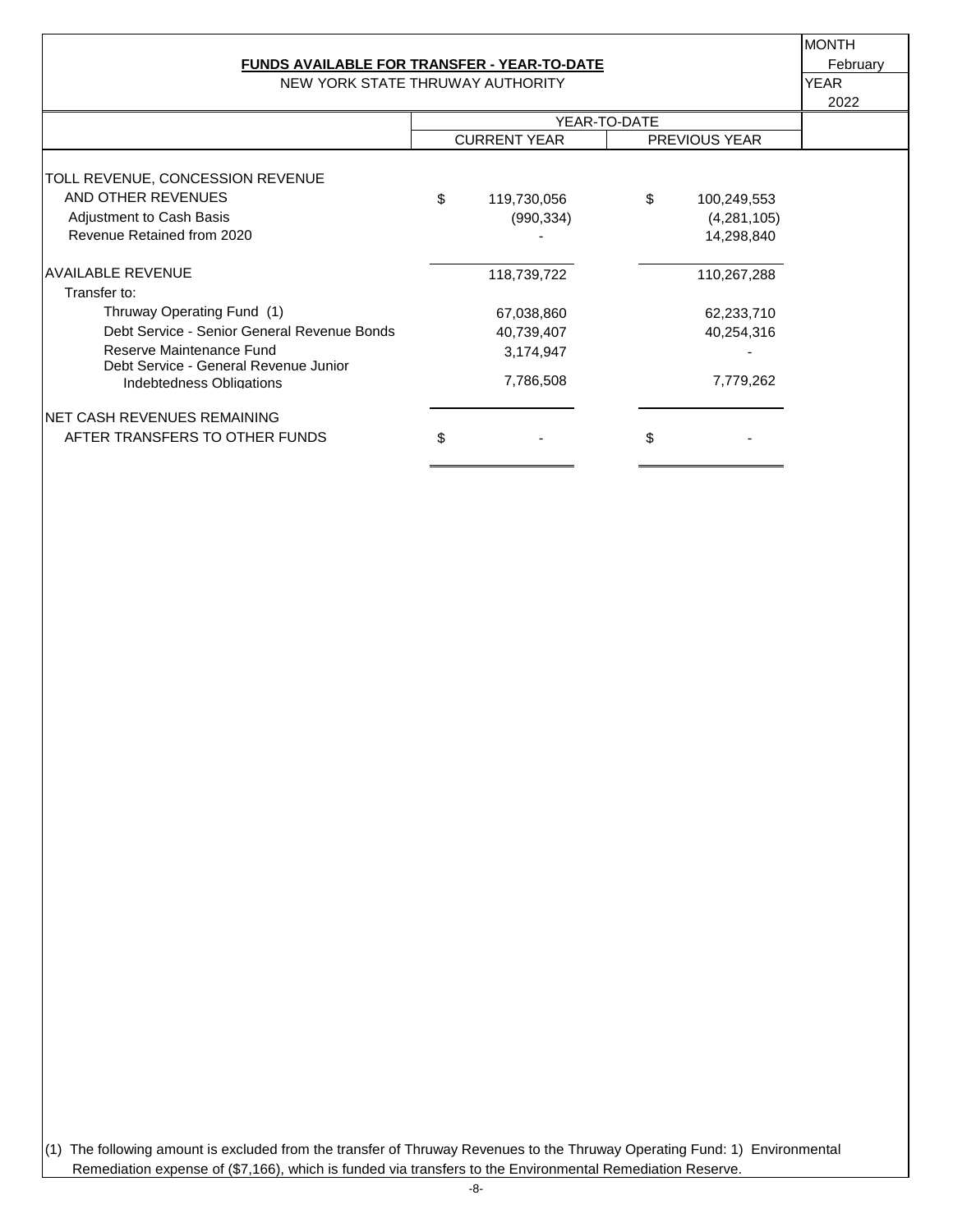## FUNDS AVAILABLE FOR TRANSFER - YEAR-TO-DATE

NEW YORK STATE THRUWAY AUTHORITY

MONTH: February
YEAR: 2022

| | YEAR-TO-DATE | |
|---|---|---|
| | CURRENT YEAR | PREVIOUS YEAR |
| TOLL REVENUE, CONCESSION REVENUE AND OTHER REVENUES | $ 119,730,056 | $ 100,249,553 |
| Adjustment to Cash Basis | (990,334) | (4,281,105) |
| Revenue Retained from 2020 | - | 14,298,840 |
| AVAILABLE REVENUE | 118,739,722 | 110,267,288 |
| Transfer to: | | |
| Thruway Operating Fund (1) | 67,038,860 | 62,233,710 |
| Debt Service - Senior General Revenue Bonds | 40,739,407 | 40,254,316 |
| Reserve Maintenance Fund | 3,174,947 | - |
| Debt Service - General Revenue Junior Indebtedness Obligations | 7,786,508 | 7,779,262 |
| NET CASH REVENUES REMAINING AFTER TRANSFERS TO OTHER FUNDS | $ - | $ - |

(1) The following amount is excluded from the transfer of Thruway Revenues to the Thruway Operating Fund: 1) Environmental Remediation expense of ($7,166), which is funded via transfers to the Environmental Remediation Reserve.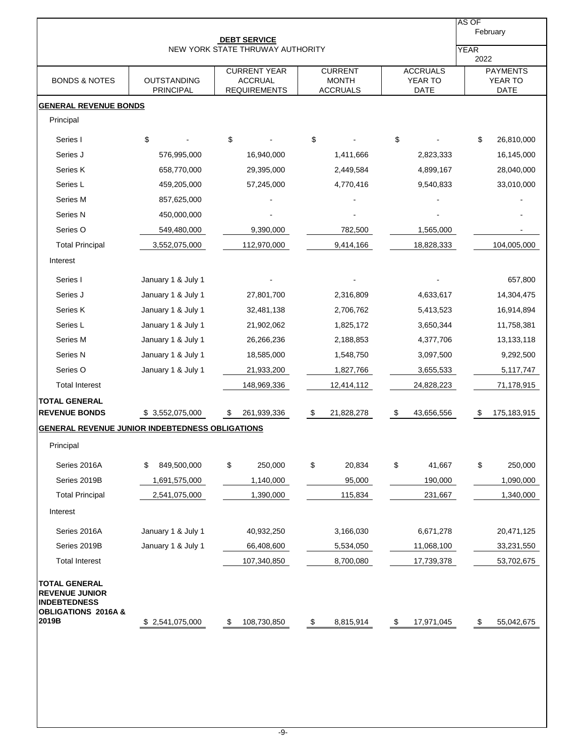# DEBT SERVICE

NEW YORK STATE THRUWAY AUTHORITY

AS OF February

YEAR 2022

| BONDS & NOTES | OUTSTANDING PRINCIPAL | CURRENT YEAR ACCRUAL REQUIREMENTS | CURRENT MONTH ACCRUALS | ACCRUALS YEAR TO DATE | PAYMENTS YEAR TO DATE |
|---|---|---|---|---|---|
| **GENERAL REVENUE BONDS** | | | | | |
| Principal | | | | | |
| Series I | $ - | $ - | $ - | $ - | $ 26,810,000 |
| Series J | 576,995,000 | 16,940,000 | 1,411,666 | 2,823,333 | 16,145,000 |
| Series K | 658,770,000 | 29,395,000 | 2,449,584 | 4,899,167 | 28,040,000 |
| Series L | 459,205,000 | 57,245,000 | 4,770,416 | 9,540,833 | 33,010,000 |
| Series M | 857,625,000 | - | - | - | - |
| Series N | 450,000,000 | - | - | - | - |
| Series O | 549,480,000 | 9,390,000 | 782,500 | 1,565,000 | - |
| Total Principal | 3,552,075,000 | 112,970,000 | 9,414,166 | 18,828,333 | 104,005,000 |
| Interest | | | | | |
| Series I | January 1 & July 1 | - | - | - | 657,800 |
| Series J | January 1 & July 1 | 27,801,700 | 2,316,809 | 4,633,617 | 14,304,475 |
| Series K | January 1 & July 1 | 32,481,138 | 2,706,762 | 5,413,523 | 16,914,894 |
| Series L | January 1 & July 1 | 21,902,062 | 1,825,172 | 3,650,344 | 11,758,381 |
| Series M | January 1 & July 1 | 26,266,236 | 2,188,853 | 4,377,706 | 13,133,118 |
| Series N | January 1 & July 1 | 18,585,000 | 1,548,750 | 3,097,500 | 9,292,500 |
| Series O | January 1 & July 1 | 21,933,200 | 1,827,766 | 3,655,533 | 5,117,747 |
| Total Interest | | 148,969,336 | 12,414,112 | 24,828,223 | 71,178,915 |
| **TOTAL GENERAL REVENUE BONDS** | $ 3,552,075,000 | $ 261,939,336 | $ 21,828,278 | $ 43,656,556 | $ 175,183,915 |
| **GENERAL REVENUE JUNIOR INDEBTEDNESS OBLIGATIONS** | | | | | |
| Principal | | | | | |
| Series 2016A | $ 849,500,000 | $ 250,000 | $ 20,834 | $ 41,667 | $ 250,000 |
| Series 2019B | 1,691,575,000 | 1,140,000 | 95,000 | 190,000 | 1,090,000 |
| Total Principal | 2,541,075,000 | 1,390,000 | 115,834 | 231,667 | 1,340,000 |
| Interest | | | | | |
| Series 2016A | January 1 & July 1 | 40,932,250 | 3,166,030 | 6,671,278 | 20,471,125 |
| Series 2019B | January 1 & July 1 | 66,408,600 | 5,534,050 | 11,068,100 | 33,231,550 |
| Total Interest | | 107,340,850 | 8,700,080 | 17,739,378 | 53,702,675 |
| **TOTAL GENERAL REVENUE JUNIOR INDEBTEDNESS OBLIGATIONS 2016A & 2019B** | $ 2,541,075,000 | $ 108,730,850 | $ 8,815,914 | $ 17,971,045 | $ 55,042,675 |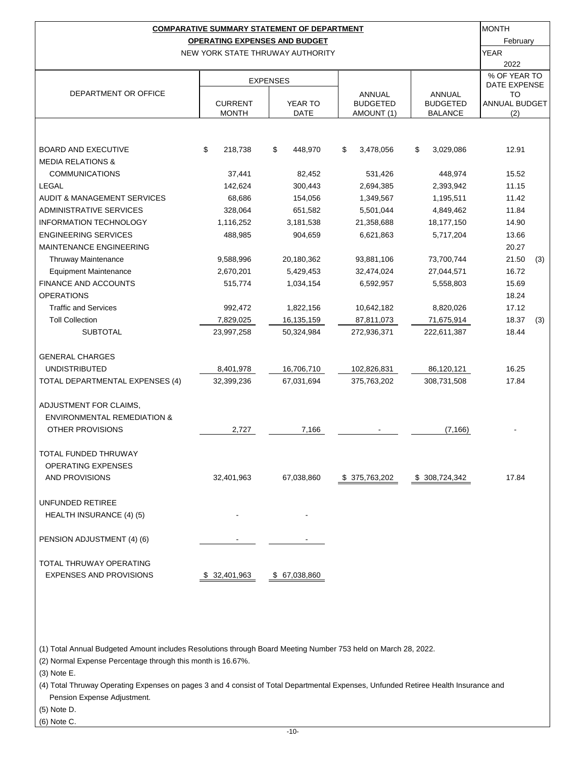**COMPARATIVE SUMMARY STATEMENT OF DEPARTMENT**
**OPERATING EXPENSES AND BUDGET**
NEW YORK STATE THRUWAY AUTHORITY

MONTH: February
YEAR: 2022

| DEPARTMENT OR OFFICE | EXPENSES | | ANNUAL BUDGETED AMOUNT (1) | ANNUAL BUDGETED BALANCE | % OF YEAR TO DATE EXPENSE TO ANNUAL BUDGET (2) |
|---|---|---|---|---|---|
| | CURRENT MONTH | YEAR TO DATE | | | |
| BOARD AND EXECUTIVE | $ 218,738 | $ 448,970 | $ 3,478,056 | $ 3,029,086 | 12.91 |
| MEDIA RELATIONS & COMMUNICATIONS | 37,441 | 82,452 | 531,426 | 448,974 | 15.52 |
| LEGAL | 142,624 | 300,443 | 2,694,385 | 2,393,942 | 11.15 |
| AUDIT & MANAGEMENT SERVICES | 68,686 | 154,056 | 1,349,567 | 1,195,511 | 11.42 |
| ADMINISTRATIVE SERVICES | 328,064 | 651,582 | 5,501,044 | 4,849,462 | 11.84 |
| INFORMATION TECHNOLOGY | 1,116,252 | 3,181,538 | 21,358,688 | 18,177,150 | 14.90 |
| ENGINEERING SERVICES | 488,985 | 904,659 | 6,621,863 | 5,717,204 | 13.66 |
| MAINTENANCE ENGINEERING | | | | | 20.27 |
| Thruway Maintenance | 9,588,996 | 20,180,362 | 93,881,106 | 73,700,744 | 21.50 (3) |
| Equipment Maintenance | 2,670,201 | 5,429,453 | 32,474,024 | 27,044,571 | 16.72 |
| FINANCE AND ACCOUNTS | 515,774 | 1,034,154 | 6,592,957 | 5,558,803 | 15.69 |
| OPERATIONS | | | | | 18.24 |
| Traffic and Services | 992,472 | 1,822,156 | 10,642,182 | 8,820,026 | 17.12 |
| Toll Collection | 7,829,025 | 16,135,159 | 87,811,073 | 71,675,914 | 18.37 (3) |
| SUBTOTAL | 23,997,258 | 50,324,984 | 272,936,371 | 222,611,387 | 18.44 |
| GENERAL CHARGES UNDISTRIBUTED | 8,401,978 | 16,706,710 | 102,826,831 | 86,120,121 | 16.25 |
| TOTAL DEPARTMENTAL EXPENSES (4) | 32,399,236 | 67,031,694 | 375,763,202 | 308,731,508 | 17.84 |
| ADJUSTMENT FOR CLAIMS, ENVIRONMENTAL REMEDIATION & OTHER PROVISIONS | 2,727 | 7,166 | - | (7,166) | - |
| TOTAL FUNDED THRUWAY OPERATING EXPENSES AND PROVISIONS | 32,401,963 | 67,038,860 | $ 375,763,202 | $ 308,724,342 | 17.84 |
| UNFUNDED RETIREE HEALTH INSURANCE (4) (5) | - | - | | | |
| PENSION ADJUSTMENT (4) (6) | - | - | | | |
| TOTAL THRUWAY OPERATING EXPENSES AND PROVISIONS | $ 32,401,963 | $ 67,038,860 | | | |

(1) Total Annual Budgeted Amount includes Resolutions through Board Meeting Number 753 held on March 28, 2022.

(2) Normal Expense Percentage through this month is 16.67%.

(3) Note E.

(4) Total Thruway Operating Expenses on pages 3 and 4 consist of Total Departmental Expenses, Unfunded Retiree Health Insurance and Pension Expense Adjustment.

(5) Note D.

(6) Note C.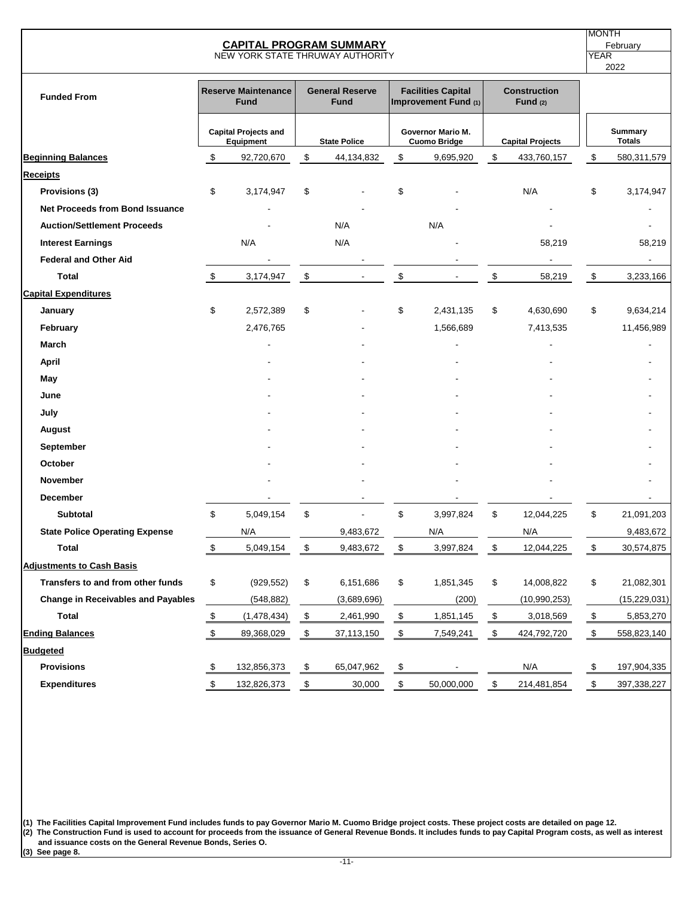## CAPITAL PROGRAM SUMMARY

NEW YORK STATE THRUWAY AUTHORITY

MONTH: February
YEAR: 2022

| Funded From | Reserve Maintenance Fund | General Reserve Fund | Facilities Capital Improvement Fund (1) | Construction Fund (2) | |
|---|---|---|---|---|---|
| | Capital Projects and Equipment | State Police | Governor Mario M. Cuomo Bridge | Capital Projects | Summary Totals |
| **Beginning Balances** | $ 92,720,670 | $ 44,134,832 | $ 9,695,920 | $ 433,760,157 | $ 580,311,579 |
| **Receipts** | | | | | |
| Provisions (3) | $ 3,174,947 | $ - | $ - | N/A | $ 3,174,947 |
| Net Proceeds from Bond Issuance | - | - | - | - | - |
| Auction/Settlement Proceeds | - | N/A | N/A | - | - |
| Interest Earnings | N/A | N/A | - | 58,219 | 58,219 |
| Federal and Other Aid | - | - | - | - | - |
| Total | $ 3,174,947 | $ - | $ - | $ 58,219 | $ 3,233,166 |
| **Capital Expenditures** | | | | | |
| January | $ 2,572,389 | $ - | $ 2,431,135 | $ 4,630,690 | $ 9,634,214 |
| February | 2,476,765 | - | 1,566,689 | 7,413,535 | 11,456,989 |
| March | - | - | - | - | - |
| April | - | - | - | - | - |
| May | - | - | - | - | - |
| June | - | - | - | - | - |
| July | - | - | - | - | - |
| August | - | - | - | - | - |
| September | - | - | - | - | - |
| October | - | - | - | - | - |
| November | - | - | - | - | - |
| December | - | - | - | - | - |
| Subtotal | $ 5,049,154 | $ - | $ 3,997,824 | $ 12,044,225 | $ 21,091,203 |
| State Police Operating Expense | N/A | 9,483,672 | N/A | N/A | 9,483,672 |
| Total | $ 5,049,154 | $ 9,483,672 | $ 3,997,824 | $ 12,044,225 | $ 30,574,875 |
| **Adjustments to Cash Basis** | | | | | |
| Transfers to and from other funds | $ (929,552) | $ 6,151,686 | $ 1,851,345 | $ 14,008,822 | $ 21,082,301 |
| Change in Receivables and Payables | (548,882) | (3,689,696) | (200) | (10,990,253) | (15,229,031) |
| Total | $ (1,478,434) | $ 2,461,990 | $ 1,851,145 | $ 3,018,569 | $ 5,853,270 |
| **Ending Balances** | $ 89,368,029 | $ 37,113,150 | $ 7,549,241 | $ 424,792,720 | $ 558,823,140 |
| **Budgeted** | | | | | |
| Provisions | $ 132,856,373 | $ 65,047,962 | $ - | N/A | $ 197,904,335 |
| Expenditures | $ 132,826,373 | $ 30,000 | $ 50,000,000 | $ 214,481,854 | $ 397,338,227 |

**(1) The Facilities Capital Improvement Fund includes funds to pay Governor Mario M. Cuomo Bridge project costs. These project costs are detailed on page 12.**
**(2) The Construction Fund is used to account for proceeds from the issuance of General Revenue Bonds. It includes funds to pay Capital Program costs, as well as interest and issuance costs on the General Revenue Bonds, Series O.**
**(3) See page 8.**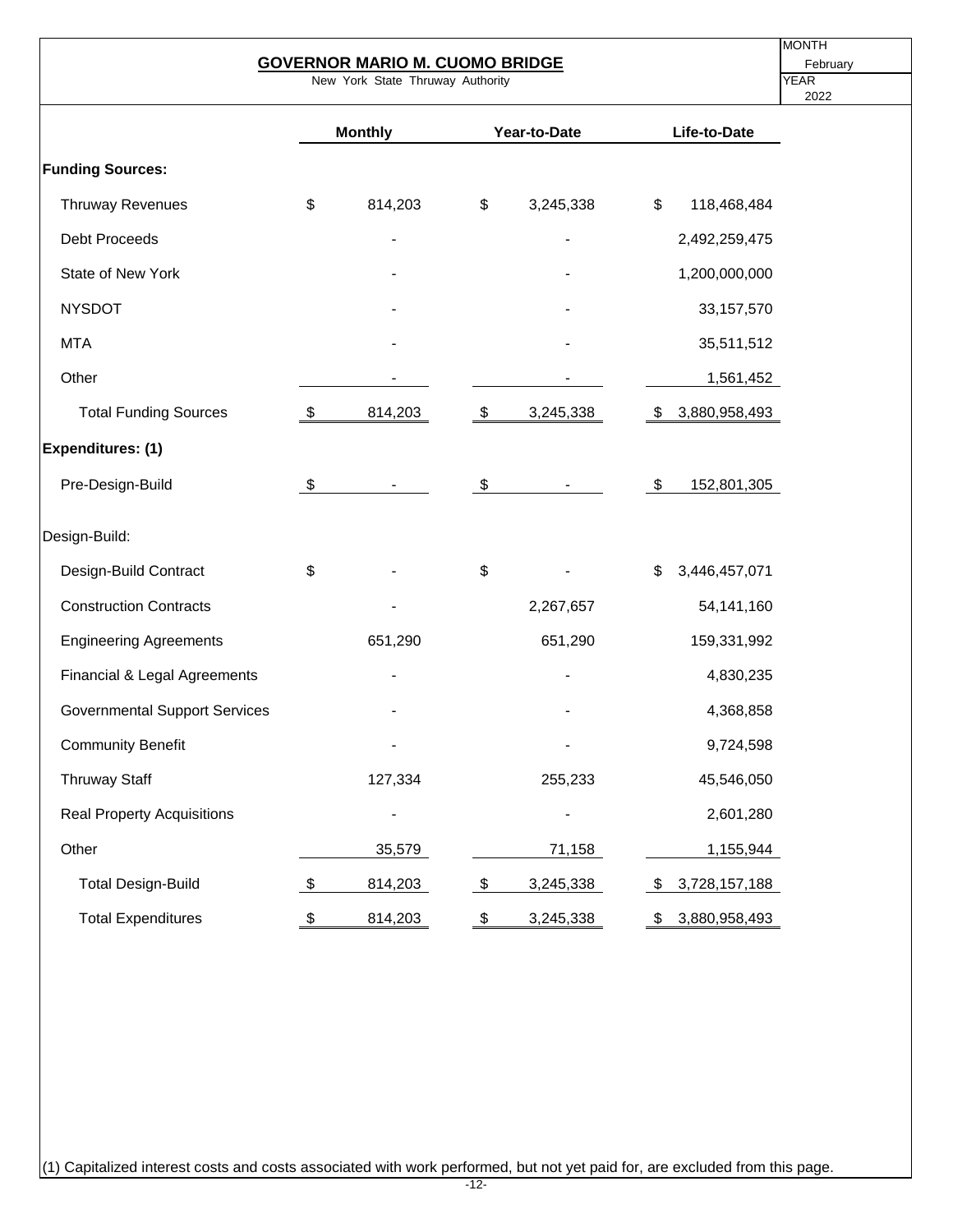# GOVERNOR MARIO M. CUOMO BRIDGE

New York State Thruway Authority

MONTH: February
YEAR: 2022

| | Monthly | Year-to-Date | Life-to-Date |
|---|---|---|---|
| **Funding Sources:** | | | |
| Thruway Revenues | $ 814,203 | $ 3,245,338 | $ 118,468,484 |
| Debt Proceeds | - | - | 2,492,259,475 |
| State of New York | - | - | 1,200,000,000 |
| NYSDOT | - | - | 33,157,570 |
| MTA | - | - | 35,511,512 |
| Other | - | - | 1,561,452 |
| Total Funding Sources | $ 814,203 | $ 3,245,338 | $ 3,880,958,493 |
| **Expenditures: (1)** | | | |
| Pre-Design-Build | $ - | $ - | $ 152,801,305 |
| Design-Build: | | | |
| Design-Build Contract | $ - | $ - | $ 3,446,457,071 |
| Construction Contracts | - | 2,267,657 | 54,141,160 |
| Engineering Agreements | 651,290 | 651,290 | 159,331,992 |
| Financial & Legal Agreements | - | - | 4,830,235 |
| Governmental Support Services | - | - | 4,368,858 |
| Community Benefit | - | - | 9,724,598 |
| Thruway Staff | 127,334 | 255,233 | 45,546,050 |
| Real Property Acquisitions | - | - | 2,601,280 |
| Other | 35,579 | 71,158 | 1,155,944 |
| Total Design-Build | $ 814,203 | $ 3,245,338 | $ 3,728,157,188 |
| Total Expenditures | $ 814,203 | $ 3,245,338 | $ 3,880,958,493 |

(1) Capitalized interest costs and costs associated with work performed, but not yet paid for, are excluded from this page.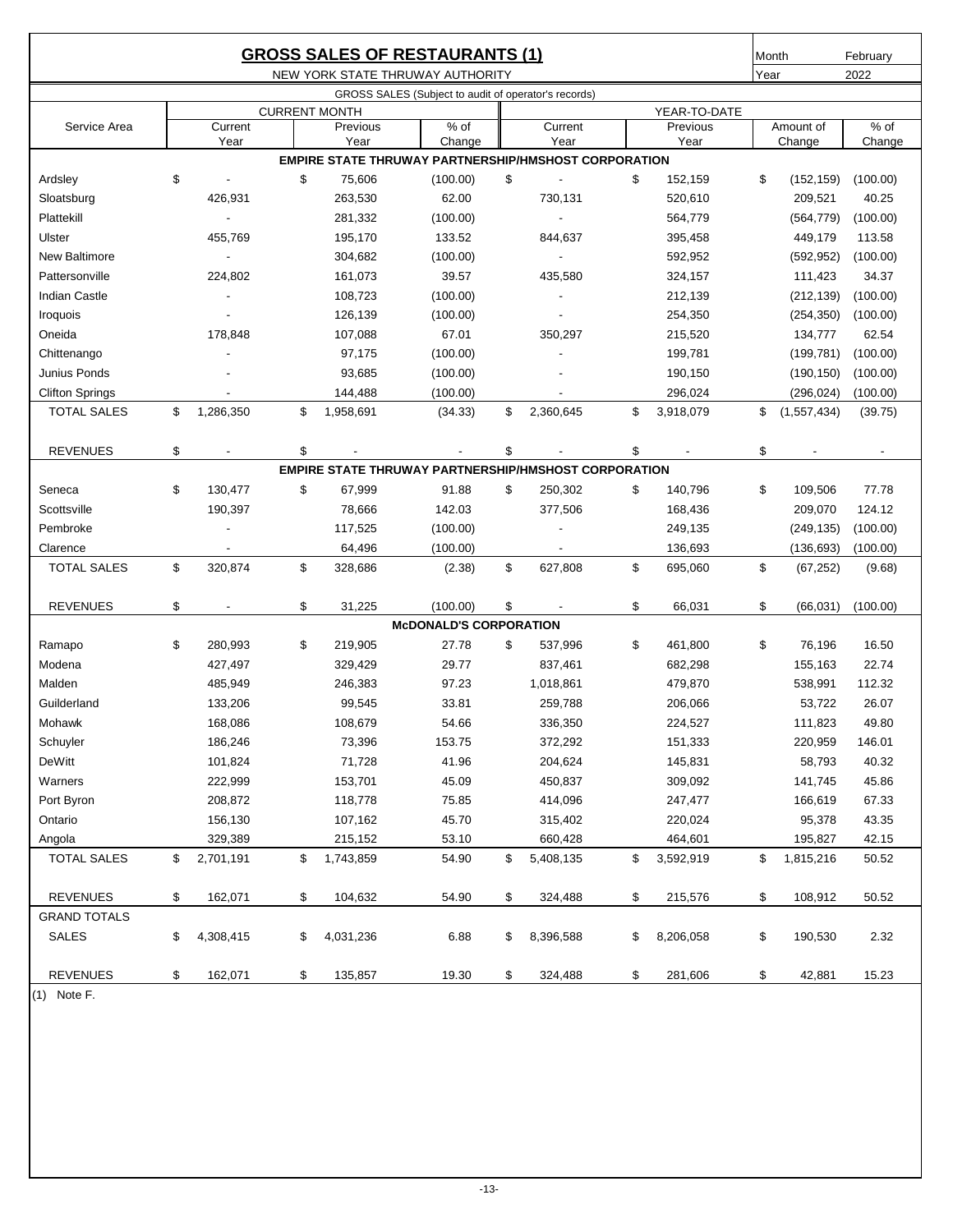# GROSS SALES OF RESTAURANTS (1)

NEW YORK STATE THRUWAY AUTHORITY

Month: February
Year: 2022

GROSS SALES (Subject to audit of operator's records)

| Service Area | CURRENT MONTH Current Year | Previous Year | % of Change | YEAR-TO-DATE Current Year | Previous Year | Amount of Change | % of Change |
|---|---|---|---|---|---|---|---|
| **EMPIRE STATE THRUWAY PARTNERSHIP/HMSHOST CORPORATION** | | | | | | | |
| Ardsley | $ - | $ 75,606 | (100.00) | $ - | $ 152,159 | $ (152,159) | (100.00) |
| Sloatsburg | 426,931 | 263,530 | 62.00 | 730,131 | 520,610 | 209,521 | 40.25 |
| Plattekill | - | 281,332 | (100.00) | - | 564,779 | (564,779) | (100.00) |
| Ulster | 455,769 | 195,170 | 133.52 | 844,637 | 395,458 | 449,179 | 113.58 |
| New Baltimore | - | 304,682 | (100.00) | - | 592,952 | (592,952) | (100.00) |
| Pattersonville | 224,802 | 161,073 | 39.57 | 435,580 | 324,157 | 111,423 | 34.37 |
| Indian Castle | - | 108,723 | (100.00) | - | 212,139 | (212,139) | (100.00) |
| Iroquois | - | 126,139 | (100.00) | - | 254,350 | (254,350) | (100.00) |
| Oneida | 178,848 | 107,088 | 67.01 | 350,297 | 215,520 | 134,777 | 62.54 |
| Chittenango | - | 97,175 | (100.00) | - | 199,781 | (199,781) | (100.00) |
| Junius Ponds | - | 93,685 | (100.00) | - | 190,150 | (190,150) | (100.00) |
| Clifton Springs | - | 144,488 | (100.00) | - | 296,024 | (296,024) | (100.00) |
| TOTAL SALES | $ 1,286,350 | $ 1,958,691 | (34.33) | $ 2,360,645 | $ 3,918,079 | $ (1,557,434) | (39.75) |
| REVENUES | $ - | $ - | - | $ - | $ - | $ - | - |
| **EMPIRE STATE THRUWAY PARTNERSHIP/HMSHOST CORPORATION** | | | | | | | |
| Seneca | $ 130,477 | $ 67,999 | 91.88 | $ 250,302 | $ 140,796 | $ 109,506 | 77.78 |
| Scottsville | 190,397 | 78,666 | 142.03 | 377,506 | 168,436 | 209,070 | 124.12 |
| Pembroke | - | 117,525 | (100.00) | - | 249,135 | (249,135) | (100.00) |
| Clarence | - | 64,496 | (100.00) | - | 136,693 | (136,693) | (100.00) |
| TOTAL SALES | $ 320,874 | $ 328,686 | (2.38) | $ 627,808 | $ 695,060 | $ (67,252) | (9.68) |
| REVENUES | $ - | $ 31,225 | (100.00) | $ - | $ 66,031 | $ (66,031) | (100.00) |
| **McDONALD'S CORPORATION** | | | | | | | |
| Ramapo | $ 280,993 | $ 219,905 | 27.78 | $ 537,996 | $ 461,800 | $ 76,196 | 16.50 |
| Modena | 427,497 | 329,429 | 29.77 | 837,461 | 682,298 | 155,163 | 22.74 |
| Malden | 485,949 | 246,383 | 97.23 | 1,018,861 | 479,870 | 538,991 | 112.32 |
| Guilderland | 133,206 | 99,545 | 33.81 | 259,788 | 206,066 | 53,722 | 26.07 |
| Mohawk | 168,086 | 108,679 | 54.66 | 336,350 | 224,527 | 111,823 | 49.80 |
| Schuyler | 186,246 | 73,396 | 153.75 | 372,292 | 151,333 | 220,959 | 146.01 |
| DeWitt | 101,824 | 71,728 | 41.96 | 204,624 | 145,831 | 58,793 | 40.32 |
| Warners | 222,999 | 153,701 | 45.09 | 450,837 | 309,092 | 141,745 | 45.86 |
| Port Byron | 208,872 | 118,778 | 75.85 | 414,096 | 247,477 | 166,619 | 67.33 |
| Ontario | 156,130 | 107,162 | 45.70 | 315,402 | 220,024 | 95,378 | 43.35 |
| Angola | 329,389 | 215,152 | 53.10 | 660,428 | 464,601 | 195,827 | 42.15 |
| TOTAL SALES | $ 2,701,191 | $ 1,743,859 | 54.90 | $ 5,408,135 | $ 3,592,919 | $ 1,815,216 | 50.52 |
| REVENUES | $ 162,071 | $ 104,632 | 54.90 | $ 324,488 | $ 215,576 | $ 108,912 | 50.52 |
| **GRAND TOTALS** | | | | | | | |
| SALES | $ 4,308,415 | $ 4,031,236 | 6.88 | $ 8,396,588 | $ 8,206,058 | $ 190,530 | 2.32 |
| REVENUES | $ 162,071 | $ 135,857 | 19.30 | $ 324,488 | $ 281,606 | $ 42,881 | 15.23 |

(1) Note F.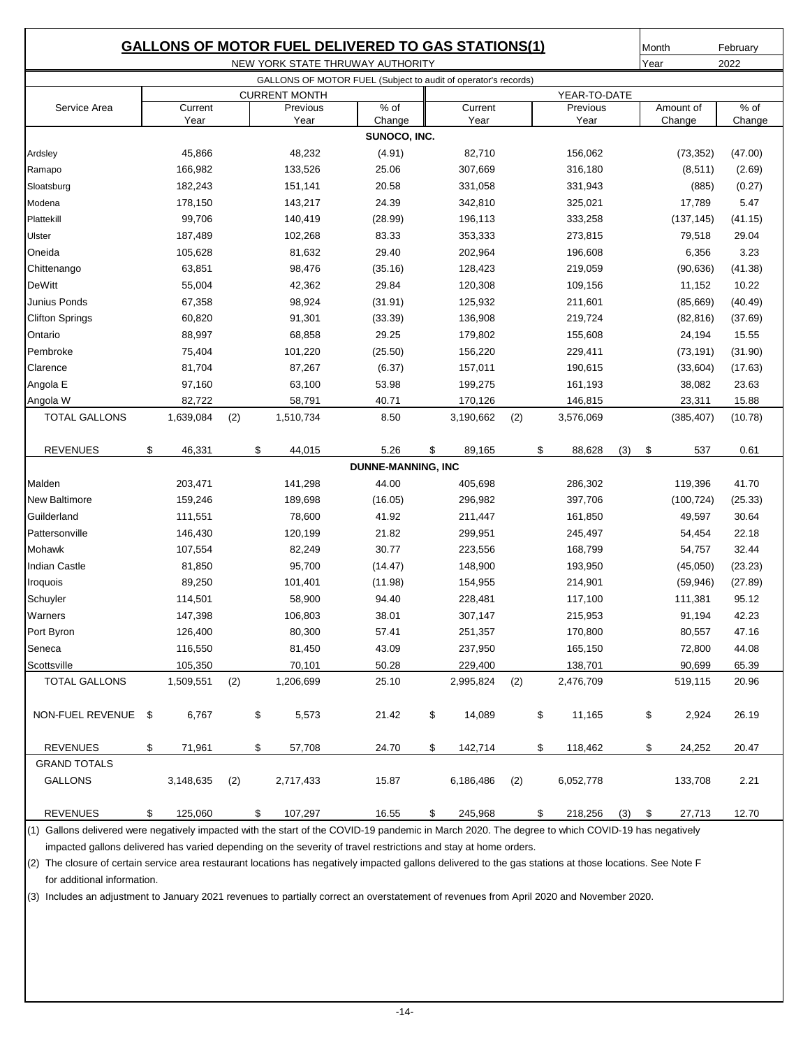## GALLONS OF MOTOR FUEL DELIVERED TO GAS STATIONS(1)

NEW YORK STATE THRUWAY AUTHORITY

Month: February
Year: 2022

GALLONS OF MOTOR FUEL (Subject to audit of operator's records)

| Service Area | CURRENT MONTH Current Year | | CURRENT MONTH Previous Year | % of Change | YEAR-TO-DATE Current Year | | YEAR-TO-DATE Previous Year | | Amount of Change | % of Change |
|---|---|---|---|---|---|---|---|---|---|---|
| **SUNOCO, INC.** | | | | | | | | | | |
| Ardsley | 45,866 | | 48,232 | (4.91) | 82,710 | | 156,062 | | (73,352) | (47.00) |
| Ramapo | 166,982 | | 133,526 | 25.06 | 307,669 | | 316,180 | | (8,511) | (2.69) |
| Sloatsburg | 182,243 | | 151,141 | 20.58 | 331,058 | | 331,943 | | (885) | (0.27) |
| Modena | 178,150 | | 143,217 | 24.39 | 342,810 | | 325,021 | | 17,789 | 5.47 |
| Plattekill | 99,706 | | 140,419 | (28.99) | 196,113 | | 333,258 | | (137,145) | (41.15) |
| Ulster | 187,489 | | 102,268 | 83.33 | 353,333 | | 273,815 | | 79,518 | 29.04 |
| Oneida | 105,628 | | 81,632 | 29.40 | 202,964 | | 196,608 | | 6,356 | 3.23 |
| Chittenango | 63,851 | | 98,476 | (35.16) | 128,423 | | 219,059 | | (90,636) | (41.38) |
| DeWitt | 55,004 | | 42,362 | 29.84 | 120,308 | | 109,156 | | 11,152 | 10.22 |
| Junius Ponds | 67,358 | | 98,924 | (31.91) | 125,932 | | 211,601 | | (85,669) | (40.49) |
| Clifton Springs | 60,820 | | 91,301 | (33.39) | 136,908 | | 219,724 | | (82,816) | (37.69) |
| Ontario | 88,997 | | 68,858 | 29.25 | 179,802 | | 155,608 | | 24,194 | 15.55 |
| Pembroke | 75,404 | | 101,220 | (25.50) | 156,220 | | 229,411 | | (73,191) | (31.90) |
| Clarence | 81,704 | | 87,267 | (6.37) | 157,011 | | 190,615 | | (33,604) | (17.63) |
| Angola E | 97,160 | | 63,100 | 53.98 | 199,275 | | 161,193 | | 38,082 | 23.63 |
| Angola W | 82,722 | | 58,791 | 40.71 | 170,126 | | 146,815 | | 23,311 | 15.88 |
| TOTAL GALLONS | 1,639,084 | (2) | 1,510,734 | 8.50 | 3,190,662 | (2) | 3,576,069 | | (385,407) | (10.78) |
| REVENUES | $ 46,331 | | $ 44,015 | 5.26 | $ 89,165 | | $ 88,628 | (3) | $ 537 | 0.61 |
| **DUNNE-MANNING, INC** | | | | | | | | | | |
| Malden | 203,471 | | 141,298 | 44.00 | 405,698 | | 286,302 | | 119,396 | 41.70 |
| New Baltimore | 159,246 | | 189,698 | (16.05) | 296,982 | | 397,706 | | (100,724) | (25.33) |
| Guilderland | 111,551 | | 78,600 | 41.92 | 211,447 | | 161,850 | | 49,597 | 30.64 |
| Pattersonville | 146,430 | | 120,199 | 21.82 | 299,951 | | 245,497 | | 54,454 | 22.18 |
| Mohawk | 107,554 | | 82,249 | 30.77 | 223,556 | | 168,799 | | 54,757 | 32.44 |
| Indian Castle | 81,850 | | 95,700 | (14.47) | 148,900 | | 193,950 | | (45,050) | (23.23) |
| Iroquois | 89,250 | | 101,401 | (11.98) | 154,955 | | 214,901 | | (59,946) | (27.89) |
| Schuyler | 114,501 | | 58,900 | 94.40 | 228,481 | | 117,100 | | 111,381 | 95.12 |
| Warners | 147,398 | | 106,803 | 38.01 | 307,147 | | 215,953 | | 91,194 | 42.23 |
| Port Byron | 126,400 | | 80,300 | 57.41 | 251,357 | | 170,800 | | 80,557 | 47.16 |
| Seneca | 116,550 | | 81,450 | 43.09 | 237,950 | | 165,150 | | 72,800 | 44.08 |
| Scottsville | 105,350 | | 70,101 | 50.28 | 229,400 | | 138,701 | | 90,699 | 65.39 |
| TOTAL GALLONS | 1,509,551 | (2) | 1,206,699 | 25.10 | 2,995,824 | (2) | 2,476,709 | | 519,115 | 20.96 |
| NON-FUEL REVENUE | $ 6,767 | | $ 5,573 | 21.42 | $ 14,089 | | $ 11,165 | | $ 2,924 | 26.19 |
| REVENUES | $ 71,961 | | $ 57,708 | 24.70 | $ 142,714 | | $ 118,462 | | $ 24,252 | 20.47 |
| GRAND TOTALS | | | | | | | | | | |
| GALLONS | 3,148,635 | (2) | 2,717,433 | 15.87 | 6,186,486 | (2) | 6,052,778 | | 133,708 | 2.21 |
| REVENUES | $ 125,060 | | $ 107,297 | 16.55 | $ 245,968 | | $ 218,256 | (3) | $ 27,713 | 12.70 |

(1) Gallons delivered were negatively impacted with the start of the COVID-19 pandemic in March 2020. The degree to which COVID-19 has negatively impacted gallons delivered has varied depending on the severity of travel restrictions and stay at home orders.

(2) The closure of certain service area restaurant locations has negatively impacted gallons delivered to the gas stations at those locations. See Note F for additional information.

(3) Includes an adjustment to January 2021 revenues to partially correct an overstatement of revenues from April 2020 and November 2020.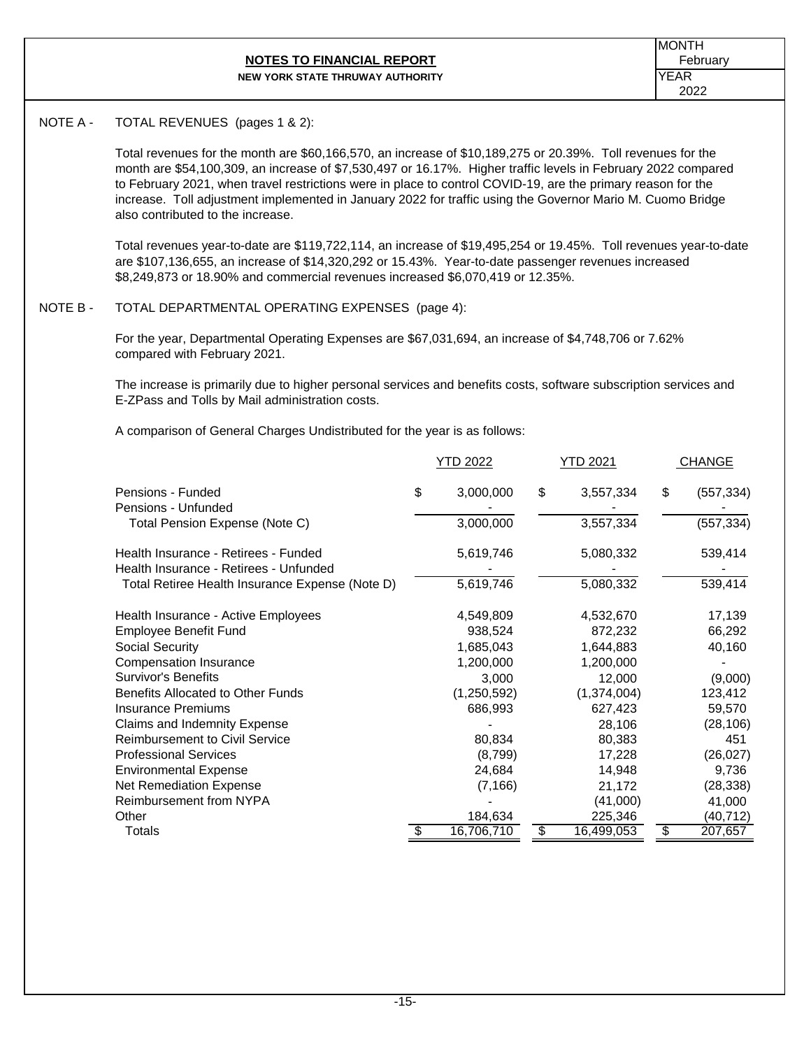# NOTES TO FINANCIAL REPORT

**NEW YORK STATE THRUWAY AUTHORITY**

MONTH: February
YEAR: 2022

NOTE A - TOTAL REVENUES (pages 1 & 2):

Total revenues for the month are $60,166,570, an increase of $10,189,275 or 20.39%. Toll revenues for the month are $54,100,309, an increase of $7,530,497 or 16.17%. Higher traffic levels in February 2022 compared to February 2021, when travel restrictions were in place to control COVID-19, are the primary reason for the increase. Toll adjustment implemented in January 2022 for traffic using the Governor Mario M. Cuomo Bridge also contributed to the increase.

Total revenues year-to-date are $119,722,114, an increase of $19,495,254 or 19.45%. Toll revenues year-to-date are $107,136,655, an increase of $14,320,292 or 15.43%. Year-to-date passenger revenues increased $8,249,873 or 18.90% and commercial revenues increased $6,070,419 or 12.35%.

NOTE B - TOTAL DEPARTMENTAL OPERATING EXPENSES (page 4):

For the year, Departmental Operating Expenses are $67,031,694, an increase of $4,748,706 or 7.62% compared with February 2021.

The increase is primarily due to higher personal services and benefits costs, software subscription services and E-ZPass and Tolls by Mail administration costs.

A comparison of General Charges Undistributed for the year is as follows:

| | YTD 2022 | YTD 2021 | CHANGE |
|---|---|---|---|
| Pensions - Funded | $ 3,000,000 | $ 3,557,334 | $ (557,334) |
| Pensions - Unfunded | - | - | - |
| Total Pension Expense (Note C) | 3,000,000 | 3,557,334 | (557,334) |
| Health Insurance - Retirees - Funded | 5,619,746 | 5,080,332 | 539,414 |
| Health Insurance - Retirees - Unfunded | - | - | - |
| Total Retiree Health Insurance Expense (Note D) | 5,619,746 | 5,080,332 | 539,414 |
| Health Insurance - Active Employees | 4,549,809 | 4,532,670 | 17,139 |
| Employee Benefit Fund | 938,524 | 872,232 | 66,292 |
| Social Security | 1,685,043 | 1,644,883 | 40,160 |
| Compensation Insurance | 1,200,000 | 1,200,000 | - |
| Survivor's Benefits | 3,000 | 12,000 | (9,000) |
| Benefits Allocated to Other Funds | (1,250,592) | (1,374,004) | 123,412 |
| Insurance Premiums | 686,993 | 627,423 | 59,570 |
| Claims and Indemnity Expense | - | 28,106 | (28,106) |
| Reimbursement to Civil Service | 80,834 | 80,383 | 451 |
| Professional Services | (8,799) | 17,228 | (26,027) |
| Environmental Expense | 24,684 | 14,948 | 9,736 |
| Net Remediation Expense | (7,166) | 21,172 | (28,338) |
| Reimbursement from NYPA | - | (41,000) | 41,000 |
| Other | 184,634 | 225,346 | (40,712) |
| Totals | $ 16,706,710 | $ 16,499,053 | $ 207,657 |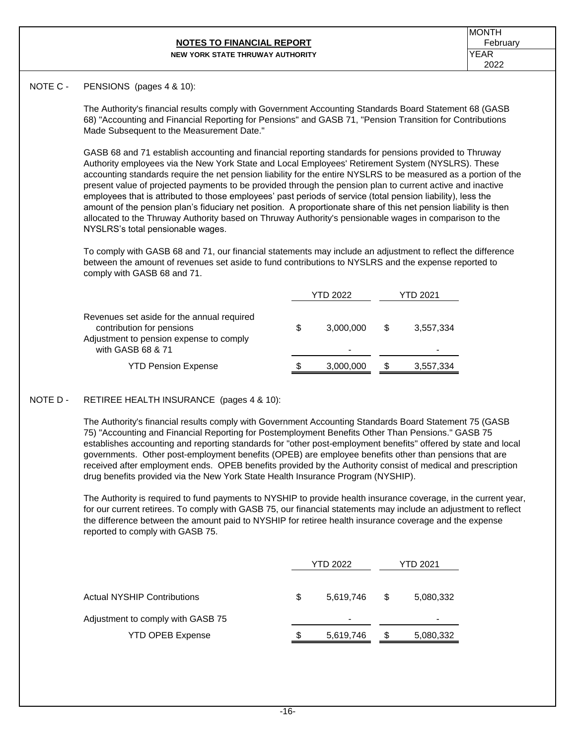## NOTES TO FINANCIAL REPORT

**NEW YORK STATE THRUWAY AUTHORITY**

| MONTH | February |
|---|---|
| YEAR | 2022 |

NOTE C - PENSIONS (pages 4 & 10):

The Authority's financial results comply with Government Accounting Standards Board Statement 68 (GASB 68) "Accounting and Financial Reporting for Pensions" and GASB 71, "Pension Transition for Contributions Made Subsequent to the Measurement Date."

GASB 68 and 71 establish accounting and financial reporting standards for pensions provided to Thruway Authority employees via the New York State and Local Employees' Retirement System (NYSLRS). These accounting standards require the net pension liability for the entire NYSLRS to be measured as a portion of the present value of projected payments to be provided through the pension plan to current active and inactive employees that is attributed to those employees' past periods of service (total pension liability), less the amount of the pension plan's fiduciary net position. A proportionate share of this net pension liability is then allocated to the Thruway Authority based on Thruway Authority's pensionable wages in comparison to the NYSLRS's total pensionable wages.

To comply with GASB 68 and 71, our financial statements may include an adjustment to reflect the difference between the amount of revenues set aside to fund contributions to NYSLRS and the expense reported to comply with GASB 68 and 71.

| | YTD 2022 | YTD 2021 |
|---|---|---|
| Revenues set aside for the annual required contribution for pensions | $ 3,000,000 | $ 3,557,334 |
| Adjustment to pension expense to comply with GASB 68 & 71 | - | - |
| YTD Pension Expense | $ 3,000,000 | $ 3,557,334 |

NOTE D - RETIREE HEALTH INSURANCE (pages 4 & 10):

The Authority's financial results comply with Government Accounting Standards Board Statement 75 (GASB 75) "Accounting and Financial Reporting for Postemployment Benefits Other Than Pensions." GASB 75 establishes accounting and reporting standards for "other post-employment benefits" offered by state and local governments. Other post-employment benefits (OPEB) are employee benefits other than pensions that are received after employment ends. OPEB benefits provided by the Authority consist of medical and prescription drug benefits provided via the New York State Health Insurance Program (NYSHIP).

The Authority is required to fund payments to NYSHIP to provide health insurance coverage, in the current year, for our current retirees. To comply with GASB 75, our financial statements may include an adjustment to reflect the difference between the amount paid to NYSHIP for retiree health insurance coverage and the expense reported to comply with GASB 75.

| | YTD 2022 | YTD 2021 |
|---|---|---|
| Actual NYSHIP Contributions | $ 5,619,746 | $ 5,080,332 |
| Adjustment to comply with GASB 75 | - | - |
| YTD OPEB Expense | $ 5,619,746 | $ 5,080,332 |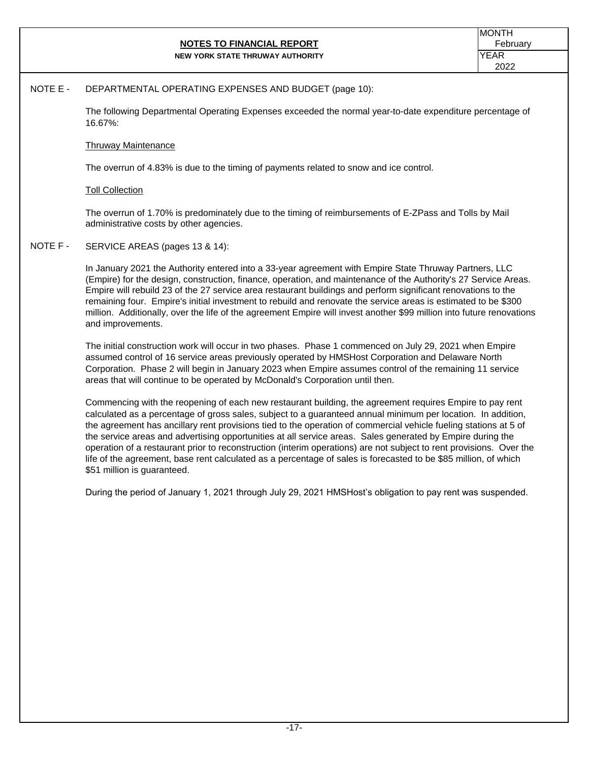## NOTES TO FINANCIAL REPORT

**NEW YORK STATE THRUWAY AUTHORITY**

| | |
|---|---|
| MONTH | February |
| YEAR | 2022 |

NOTE E - DEPARTMENTAL OPERATING EXPENSES AND BUDGET (page 10):

The following Departmental Operating Expenses exceeded the normal year-to-date expenditure percentage of 16.67%:

Thruway Maintenance

The overrun of 4.83% is due to the timing of payments related to snow and ice control.

Toll Collection

The overrun of 1.70% is predominately due to the timing of reimbursements of E-ZPass and Tolls by Mail administrative costs by other agencies.

NOTE F - SERVICE AREAS (pages 13 & 14):

In January 2021 the Authority entered into a 33-year agreement with Empire State Thruway Partners, LLC (Empire) for the design, construction, finance, operation, and maintenance of the Authority's 27 Service Areas. Empire will rebuild 23 of the 27 service area restaurant buildings and perform significant renovations to the remaining four. Empire's initial investment to rebuild and renovate the service areas is estimated to be $300 million. Additionally, over the life of the agreement Empire will invest another $99 million into future renovations and improvements.

The initial construction work will occur in two phases. Phase 1 commenced on July 29, 2021 when Empire assumed control of 16 service areas previously operated by HMSHost Corporation and Delaware North Corporation. Phase 2 will begin in January 2023 when Empire assumes control of the remaining 11 service areas that will continue to be operated by McDonald's Corporation until then.

Commencing with the reopening of each new restaurant building, the agreement requires Empire to pay rent calculated as a percentage of gross sales, subject to a guaranteed annual minimum per location. In addition, the agreement has ancillary rent provisions tied to the operation of commercial vehicle fueling stations at 5 of the service areas and advertising opportunities at all service areas. Sales generated by Empire during the operation of a restaurant prior to reconstruction (interim operations) are not subject to rent provisions. Over the life of the agreement, base rent calculated as a percentage of sales is forecasted to be $85 million, of which $51 million is guaranteed.

During the period of January 1, 2021 through July 29, 2021 HMSHost's obligation to pay rent was suspended.